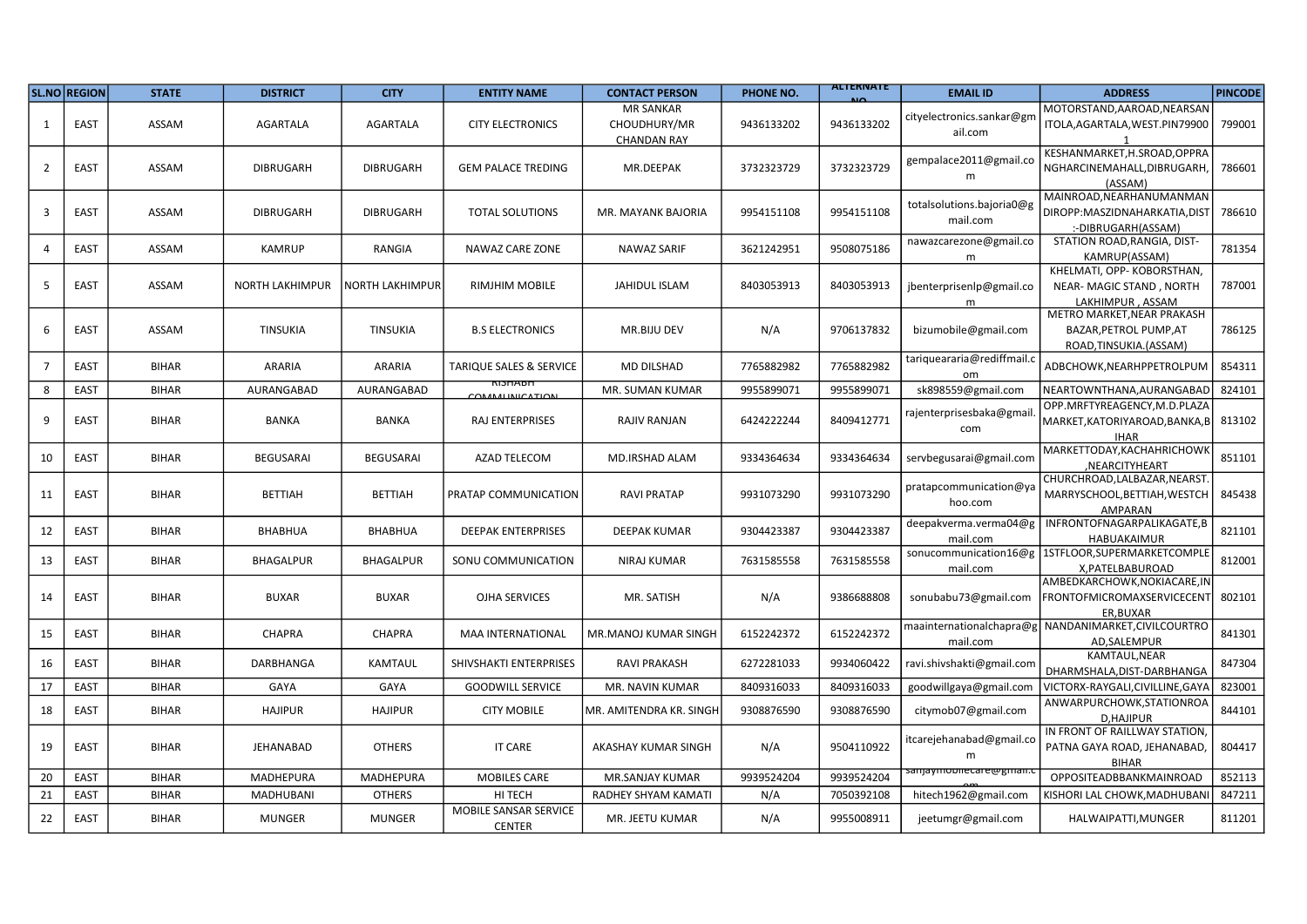| SL.NO | REGION | STATE | DISTRICT | CITY | ENTITY NAME | CONTACT PERSON | PHONE NO. | ALTERNATE NO. | EMAIL ID | ADDRESS | PINCODE |
|---|---|---|---|---|---|---|---|---|---|---|---|
| 1 | EAST | ASSAM | AGARTALA | AGARTALA | CITY ELECTRONICS | MR SANKAR CHOUDHURY/MR CHANDAN RAY | 9436133202 | 9436133202 | cityelectronics.sankar@gmail.com | MOTORSTAND,AAROAD,NEARSANITOLA,AGARTALA,WEST.PIN799001 | 799001 |
| 2 | EAST | ASSAM | DIBRUGARH | DIBRUGARH | GEM PALACE TREDING | MR.DEEPAK | 3732323729 | 3732323729 | gempalace2011@gmail.com | KESHANMARKET,H.SROAD,OPPRANGHARCINEMAHALL,DIBRUGARH,(ASSAM) | 786601 |
| 3 | EAST | ASSAM | DIBRUGARH | DIBRUGARH | TOTAL SOLUTIONS | MR. MAYANK BAJORIA | 9954151108 | 9954151108 | totalsolutions.bajoria0@gmail.com | MAINROAD,NEARHANUMANMANDIROPP:MASZIDNAHARKATIA,DIST:-DIBRUGARH(ASSAM) | 786610 |
| 4 | EAST | ASSAM | KAMRUP | RANGIA | NAWAZ CARE ZONE | NAWAZ SARIF | 3621242951 | 9508075186 | nawazcarezone@gmail.com | STATION ROAD,RANGIA, DIST-KAMRUP(ASSAM) | 781354 |
| 5 | EAST | ASSAM | NORTH LAKHIMPUR | NORTH LAKHIMPUR | RIMJHIM MOBILE | JAHIDUL ISLAM | 8403053913 | 8403053913 | jbenterprisenlp@gmail.com | KHELMATI, OPP- KOBORSTHAN, NEAR- MAGIC STAND , NORTH LAKHIMPUR , ASSAM | 787001 |
| 6 | EAST | ASSAM | TINSUKIA | TINSUKIA | B.S ELECTRONICS | MR.BIJU DEV | N/A | 9706137832 | bizumobile@gmail.com | METRO MARKET,NEAR PRAKASH BAZAR,PETROL PUMP,AT ROAD,TINSUKIA.(ASSAM) | 786125 |
| 7 | EAST | BIHAR | ARARIA | ARARIA | TARIQUE SALES & SERVICE | MD DILSHAD | 7765882982 | 7765882982 | tariqueararia@rediffmail.com | ADBCHOWK,NEARHPPETROLPUM | 854311 |
| 8 | EAST | BIHAR | AURANGABAD | AURANGABAD | KISHABH COMMUNICATION | MR. SUMAN KUMAR | 9955899071 | 9955899071 | sk898559@gmail.com | NEARTOWNTHANA,AURANGABAD | 824101 |
| 9 | EAST | BIHAR | BANKA | BANKA | RAJ ENTERPRISES | RAJIV RANJAN | 6424222244 | 8409412771 | rajenterprisesbaka@gmail.com | OPP.MRFTYREAGENCY,M.D.PLAZA MARKET,KATORIYAROAD,BANKA,BIHAR | 813102 |
| 10 | EAST | BIHAR | BEGUSARAI | BEGUSARAI | AZAD TELECOM | MD.IRSHAD ALAM | 9334364634 | 9334364634 | servbegusarai@gmail.com | MARKETTODAY,KACHAHRICHOWK,NEARCITYHEART | 851101 |
| 11 | EAST | BIHAR | BETTIAH | BETTIAH | PRATAP COMMUNICATION | RAVI PRATAP | 9931073290 | 9931073290 | pratapcommunication@yahoo.com | CHURCHROAD,LALBAZAR,NEARST.MARRYSCHOOL,BETTIAH,WESTCHAMPARAN | 845438 |
| 12 | EAST | BIHAR | BHABHUA | BHABHUA | DEEPAK ENTERPRISES | DEEPAK KUMAR | 9304423387 | 9304423387 | deepakverma.verma04@gmail.com | INFRONTOFNAGARPALIKAGATE,BHABUAKAIMUR | 821101 |
| 13 | EAST | BIHAR | BHAGALPUR | BHAGALPUR | SONU COMMUNICATION | NIRAJ KUMAR | 7631585558 | 7631585558 | sonucommunication16@gmail.com | 1STFLOOR,SUPERMARKETCOMPLEX,PATELBABUROAD | 812001 |
| 14 | EAST | BIHAR | BUXAR | BUXAR | OJHA SERVICES | MR. SATISH | N/A | 9386688808 | sonubabu73@gmail.com | AMBEDKARCHOWK,NOKIACARE,INFRONTOFMICROMAXSERVICECENTER,BUXAR | 802101 |
| 15 | EAST | BIHAR | CHAPRA | CHAPRA | MAA INTERNATIONAL | MR.MANOJ KUMAR SINGH | 6152242372 | 6152242372 | maainternationalchapra@gmail.com | NANDANIMARKET,CIVILCOURTROAD,SALEMPUR | 841301 |
| 16 | EAST | BIHAR | DARBHANGA | KAMTAUL | SHIVSHAKTI ENTERPRISES | RAVI PRAKASH | 6272281033 | 9934060422 | ravi.shivshakti@gmail.com | KAMTAUL,NEAR DHARMSHALA,DIST-DARBHANGA | 847304 |
| 17 | EAST | BIHAR | GAYA | GAYA | GOODWILL SERVICE | MR. NAVIN KUMAR | 8409316033 | 8409316033 | goodwillgaya@gmail.com | VICTORX-RAYGALI,CIVILLINE,GAYA | 823001 |
| 18 | EAST | BIHAR | HAJIPUR | HAJIPUR | CITY MOBILE | MR. AMITENDRA KR. SINGH | 9308876590 | 9308876590 | citymob07@gmail.com | ANWARPURCHOWK,STATIONROAD,HAJIPUR | 844101 |
| 19 | EAST | BIHAR | JEHANABAD | OTHERS | IT CARE | AKASHAY KUMAR SINGH | N/A | 9504110922 | itcarejehanabad@gmail.com | IN FRONT OF RAILLWAY STATION, PATNA GAYA ROAD, JEHANABAD, BIHAR | 804417 |
| 20 | EAST | BIHAR | MADHEPURA | MADHEPURA | MOBILES CARE | MR.SANJAY KUMAR | 9939524204 | 9939524204 | sanjaymobilecare@gmail.com | OPPOSITEADBBANKMAINROAD | 852113 |
| 21 | EAST | BIHAR | MADHUBANI | OTHERS | HI TECH | RADHEY SHYAM KAMATI | N/A | 7050392108 | hitech1962@gmail.com | KISHORI LAL CHOWK,MADHUBANI | 847211 |
| 22 | EAST | BIHAR | MUNGER | MUNGER | MOBILE SANSAR SERVICE CENTER | MR. JEETU KUMAR | N/A | 9955008911 | jeetumgr@gmail.com | HALWAIPATTI,MUNGER | 811201 |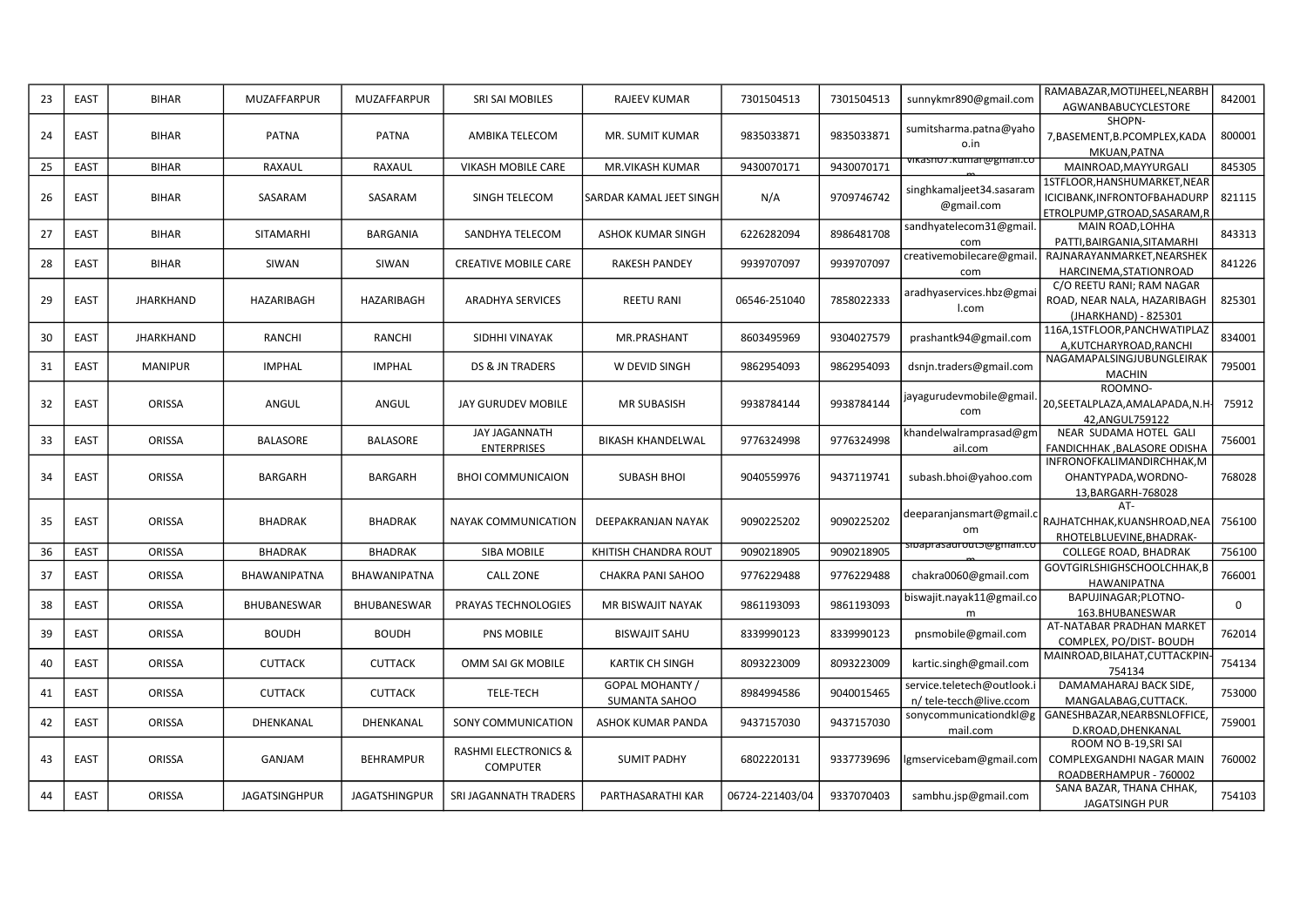| 23 | EAST | BIHAR | MUZAFFARPUR | MUZAFFARPUR | SRI SAI MOBILES | RAJEEV KUMAR | 7301504513 | 7301504513 | sunnykmr890@gmail.com | RAMABAZAR,MOTIJHEEL,NEARBH AGWANBABUCYCLESTORE | 842001 |
|---|---|---|---|---|---|---|---|---|---|---|---|
| 24 | EAST | BIHAR | PATNA | PATNA | AMBIKA TELECOM | MR. SUMIT KUMAR | 9835033871 | 9835033871 | sumitsharma.patna@yahoo.in | SHOPN-7,BASEMENT,B.PCOMPLEX,KADAMKUAN,PATNA | 800001 |
| 25 | EAST | BIHAR | RAXAUL | RAXAUL | VIKASH MOBILE CARE | MR.VIKASH KUMAR | 9430070171 | 9430070171 | vikash07.kumar@gmail.com | MAINROAD,MAYYURGALI | 845305 |
| 26 | EAST | BIHAR | SASARAM | SASARAM | SINGH TELECOM | SARDAR KAMAL JEET SINGH | N/A | 9709746742 | singhkamaljeet34.sasaram@gmail.com | 1STFLOOR,HANSHUMARKET,NEAR ICICIBANK,INFRONTOFBAHADURP ETROLPUMP,GTROAD,SASARAM,R | 821115 |
| 27 | EAST | BIHAR | SITAMARHI | BARGANIA | SANDHYA TELECOM | ASHOK KUMAR SINGH | 6226282094 | 8986481708 | sandhyatelecom31@gmail.com | MAIN ROAD,LOHHA PATTI,BAIRGANIA,SITAMARHI | 843313 |
| 28 | EAST | BIHAR | SIWAN | SIWAN | CREATIVE MOBILE CARE | RAKESH PANDEY | 9939707097 | 9939707097 | creativemobilecare@gmail.com | RAJNARAYANMARKET,NEARSHEK HARCINEMA,STATIONROAD | 841226 |
| 29 | EAST | JHARKHAND | HAZARIBAGH | HAZARIBAGH | ARADHYA SERVICES | REETU RANI | 06546-251040 | 7858022333 | aradhyaservices.hbz@gmail.com | C/O REETU RANI; RAM NAGAR ROAD, NEAR NALA, HAZARIBAGH (JHARKHAND) - 825301 | 825301 |
| 30 | EAST | JHARKHAND | RANCHI | RANCHI | SIDHHI VINAYAK | MR.PRASHANT | 8603495969 | 9304027579 | prashantk94@gmail.com | 116A,1STFLOOR,PANCHWATIPLAZA,KUTCHARYROAD,RANCHI | 834001 |
| 31 | EAST | MANIPUR | IMPHAL | IMPHAL | DS & JN TRADERS | W DEVID SINGH | 9862954093 | 9862954093 | dsnjn.traders@gmail.com | NAGAMAPALSINGJUBUNGLEIRAK MACHIN | 795001 |
| 32 | EAST | ORISSA | ANGUL | ANGUL | JAY GURUDEV MOBILE | MR SUBASISH | 9938784144 | 9938784144 | jayagurudevmobile@gmail.com | ROOMNO-20,SEETALPLAZA,AMALAPADA,N.H-42,ANGUL759122 | 75912 |
| 33 | EAST | ORISSA | BALASORE | BALASORE | JAY JAGANNATH ENTERPRISES | BIKASH KHANDELWAL | 9776324998 | 9776324998 | khandelwalramprasad@gmail.com | NEAR SUDAMA HOTEL GALI FANDICHHAK ,BALASORE ODISHA | 756001 |
| 34 | EAST | ORISSA | BARGARH | BARGARH | BHOI COMMUNICAION | SUBASH BHOI | 9040559976 | 9437119741 | subash.bhoi@yahoo.com | INFRONOFKALIMANDIRCHHAK,MOHANTYPADA,WORDNO-13,BARGARH-768028 | 768028 |
| 35 | EAST | ORISSA | BHADRAK | BHADRAK | NAYAK COMMUNICATION | DEEPAKRANJAN NAYAK | 9090225202 | 9090225202 | deeparanjansmart@gmail.com | AT-RAJHATCHHAK,KUANSHROAD,NEARHOTELBLUEVINE,BHADRAK- | 756100 |
| 36 | EAST | ORISSA | BHADRAK | BHADRAK | SIBA MOBILE | KHITISH CHANDRA ROUT | 9090218905 | 9090218905 | sibaprasadrout3@gmail.com | COLLEGE ROAD, BHADRAK | 756100 |
| 37 | EAST | ORISSA | BHAWANIPATNA | BHAWANIPATNA | CALL ZONE | CHAKRA PANI SAHOO | 9776229488 | 9776229488 | chakra0060@gmail.com | GOVTGIRLSHIGHSCHOOLCHHAK,BHAWANIPATNA | 766001 |
| 38 | EAST | ORISSA | BHUBANESWAR | BHUBANESWAR | PRAYAS TECHNOLOGIES | MR BISWAJIT NAYAK | 9861193093 | 9861193093 | biswajit.nayak11@gmail.com | BAPUJINAGAR;PLOTNO-163.BHUBANESWAR | 0 |
| 39 | EAST | ORISSA | BOUDH | BOUDH | PNS MOBILE | BISWAJIT SAHU | 8339990123 | 8339990123 | pnsmobile@gmail.com | AT-NATABAR PRADHAN MARKET COMPLEX, PO/DIST- BOUDH | 762014 |
| 40 | EAST | ORISSA | CUTTACK | CUTTACK | OMM SAI GK MOBILE | KARTIK CH SINGH | 8093223009 | 8093223009 | kartic.singh@gmail.com | MAINROAD,BILAHAT,CUTTACKPIN-754134 | 754134 |
| 41 | EAST | ORISSA | CUTTACK | CUTTACK | TELE-TECH | GOPAL MOHANTY / SUMANTA SAHOO | 8984994586 | 9040015465 | service.teletech@outlook.in/ tele-tecch@live.ccom | DAMAMAHARAJ BACK SIDE, MANGALABAG,CUTTACK. | 753000 |
| 42 | EAST | ORISSA | DHENKANAL | DHENKANAL | SONY COMMUNICATION | ASHOK KUMAR PANDA | 9437157030 | 9437157030 | sonycommunicationdkl@gmail.com | GANESHBAZAR,NEARBSNLOFFICE,D.KROAD,DHENKANAL | 759001 |
| 43 | EAST | ORISSA | GANJAM | BEHRAMPUR | RASHMI ELECTRONICS & COMPUTER | SUMIT PADHY | 6802220131 | 9337739696 | lgmservicebam@gmail.com | ROOM NO B-19,SRI SAI COMPLEXGANDHI NAGAR MAIN ROADBERHAMPUR - 760002 | 760002 |
| 44 | EAST | ORISSA | JAGATSINGHPUR | JAGATSHINGPUR | SRI JAGANNATH TRADERS | PARTHASARATHI KAR | 06724-221403/04 | 9337070403 | sambhu.jsp@gmail.com | SANA BAZAR, THANA CHHAK, JAGATSINGH PUR | 754103 |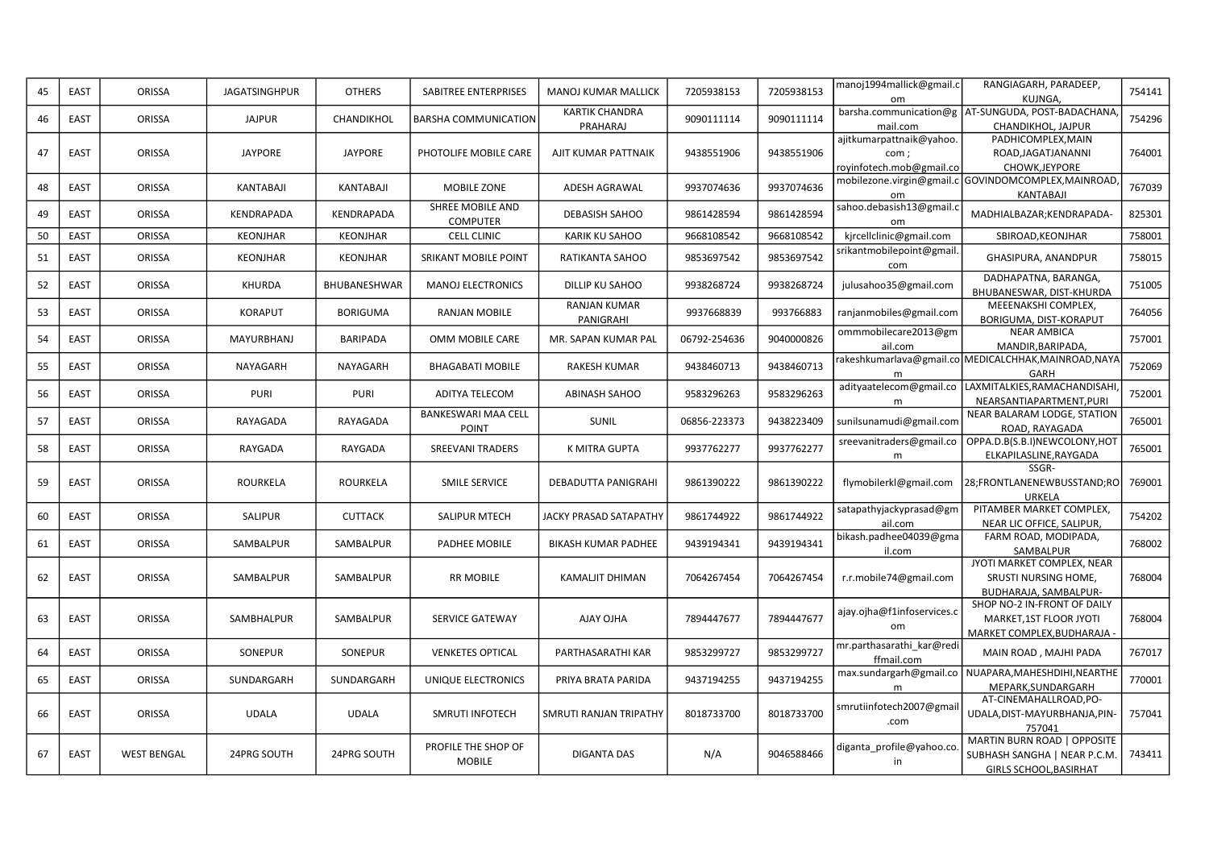| 45 | EAST | ORISSA | JAGATSINGHPUR | OTHERS | SABITREE ENTERPRISES | MANOJ KUMAR MALLICK | 7205938153 | 7205938153 | manoj1994mallick@gmail.com | RANGIAGARH, PARADEEP, KUJNGA, | 754141 |
|---|---|---|---|---|---|---|---|---|---|---|---|
| 46 | EAST | ORISSA | JAJPUR | CHANDIKHOL | BARSHA COMMUNICATION | KARTIK CHANDRA PRAHARAJ | 9090111114 | 9090111114 | barsha.communication@gmail.com | AT-SUNGUDA, POST-BADACHANA, CHANDIKHOL, JAJPUR | 754296 |
| 47 | EAST | ORISSA | JAYPORE | JAYPORE | PHOTOLIFE MOBILE CARE | AJIT KUMAR PATTNAIK | 9438551906 | 9438551906 | ajitkumarpattnaik@yahoo.com ; royinfotech.mob@gmail.co | PADHICOMPLEX,MAIN ROAD,JAGATJANANNI CHOWK,JEYPORE | 764001 |
| 48 | EAST | ORISSA | KANTABAJI | KANTABAJI | MOBILE ZONE | ADESH AGRAWAL | 9937074636 | 9937074636 | mobilezone.virgin@gmail.com | GOVINDOMCOMPLEX,MAINROAD,KANTABAJI | 767039 |
| 49 | EAST | ORISSA | KENDRAPADA | KENDRAPADA | SHREE MOBILE AND COMPUTER | DEBASISH SAHOO | 9861428594 | 9861428594 | sahoo.debasish13@gmail.com | MADHIALBAZAR;KENDRAPADA- | 825301 |
| 50 | EAST | ORISSA | KEONJHAR | KEONJHAR | CELL CLINIC | KARIK KU SAHOO | 9668108542 | 9668108542 | kjrcellclinic@gmail.com | SBIROAD,KEONJHAR | 758001 |
| 51 | EAST | ORISSA | KEONJHAR | KEONJHAR | SRIKANT MOBILE POINT | RATIKANTA SAHOO | 9853697542 | 9853697542 | srikantmobilepoint@gmail.com | GHASIPURA, ANANDPUR | 758015 |
| 52 | EAST | ORISSA | KHURDA | BHUBANESHWAR | MANOJ ELECTRONICS | DILLIP KU SAHOO | 9938268724 | 9938268724 | julusahoo35@gmail.com | DADHAPATNA, BARANGA, BHUBANESWAR, DIST-KHURDA | 751005 |
| 53 | EAST | ORISSA | KORAPUT | BORIGUMA | RANJAN MOBILE | RANJAN KUMAR PANIGRAHI | 9937668839 | 993766883 | ranjanmobiles@gmail.com | MEEENAKSHI COMPLEX, BORIGUMA, DIST-KORAPUT | 764056 |
| 54 | EAST | ORISSA | MAYURBHANJ | BARIPADA | OMM MOBILE CARE | MR. SAPAN KUMAR PAL | 06792-254636 | 9040000826 | ommmobilecare2013@gmail.com | NEAR AMBICA MANDIR,BARIPADA, | 757001 |
| 55 | EAST | ORISSA | NAYAGARH | NAYAGARH | BHAGABATI MOBILE | RAKESH KUMAR | 9438460713 | 9438460713 | rakeshkumarlava@gmail.com | MEDICALCHHAK,MAINROAD,NAYAGARH | 752069 |
| 56 | EAST | ORISSA | PURI | PURI | ADITYA TELECOM | ABINASH SAHOO | 9583296263 | 9583296263 | adityaatelecom@gmail.com | LAXMITALKIES,RAMACHANDISAHI,NEARSANTIAPARTMENT,PURI | 752001 |
| 57 | EAST | ORISSA | RAYAGADA | RAYAGADA | BANKESWARI MAA CELL POINT | SUNIL | 06856-223373 | 9438223409 | sunilsunamudi@gmail.com | NEAR BALARAM LODGE, STATION ROAD, RAYAGADA | 765001 |
| 58 | EAST | ORISSA | RAYGADA | RAYGADA | SREEVANI TRADERS | K MITRA GUPTA | 9937762277 | 9937762277 | sreevanitraders@gmail.com | OPPA.D.B(S.B.I)NEWCOLONY,HOTELKAPILASLINE,RAYGADA | 765001 |
| 59 | EAST | ORISSA | ROURKELA | ROURKELA | SMILE SERVICE | DEBADUTTA PANIGRAHI | 9861390222 | 9861390222 | flymobilerkl@gmail.com | SSGR-28;FRONTLANENEWBUSSTAND;ROURKELA | 769001 |
| 60 | EAST | ORISSA | SALIPUR | CUTTACK | SALIPUR MTECH | JACKY PRASAD SATAPATHY | 9861744922 | 9861744922 | satapathyjackyprasad@gmail.com | PITAMBER MARKET COMPLEX, NEAR LIC OFFICE, SALIPUR, | 754202 |
| 61 | EAST | ORISSA | SAMBALPUR | SAMBALPUR | PADHEE MOBILE | BIKASH KUMAR PADHEE | 9439194341 | 9439194341 | bikash.padhee04039@gmail.com | FARM ROAD, MODIPADA, SAMBALPUR | 768002 |
| 62 | EAST | ORISSA | SAMBALPUR | SAMBALPUR | RR MOBILE | KAMALJIT DHIMAN | 7064267454 | 7064267454 | r.r.mobile74@gmail.com | JYOTI MARKET COMPLEX, NEAR SRUSTI NURSING HOME, BUDHARAJA, SAMBALPUR- | 768004 |
| 63 | EAST | ORISSA | SAMBHALPUR | SAMBALPUR | SERVICE GATEWAY | AJAY OJHA | 7894447677 | 7894447677 | ajay.ojha@f1infoservices.com | SHOP NO-2 IN-FRONT OF DAILY MARKET,1ST FLOOR JYOTI MARKET COMPLEX,BUDHARAJA - | 768004 |
| 64 | EAST | ORISSA | SONEPUR | SONEPUR | VENKETES OPTICAL | PARTHASARATHI KAR | 9853299727 | 9853299727 | mr.parthasarathi_kar@rediffmail.com | MAIN ROAD , MAJHI PADA | 767017 |
| 65 | EAST | ORISSA | SUNDARGARH | SUNDARGARH | UNIQUE ELECTRONICS | PRIYA BRATA PARIDA | 9437194255 | 9437194255 | max.sundargarh@gmail.com | NUAPARA,MAHESHDIHI,NEARTHEMEPARK,SUNDARGARH | 770001 |
| 66 | EAST | ORISSA | UDALA | UDALA | SMRUTI INFOTECH | SMRUTI RANJAN TRIPATHY | 8018733700 | 8018733700 | smrutiinfotech2007@gmail.com | AT-CINEMAHALLROAD,PO-UDALA,DIST-MAYURBHANJA,PIN-757041 | 757041 |
| 67 | EAST | WEST BENGAL | 24PRG SOUTH | 24PRG SOUTH | PROFILE THE SHOP OF MOBILE | DIGANTA DAS | N/A | 9046588466 | diganta_profile@yahoo.co.in | MARTIN BURN ROAD \| OPPOSITE SUBHASH SANGHA \| NEAR P.C.M. GIRLS SCHOOL,BASIRHAT | 743411 |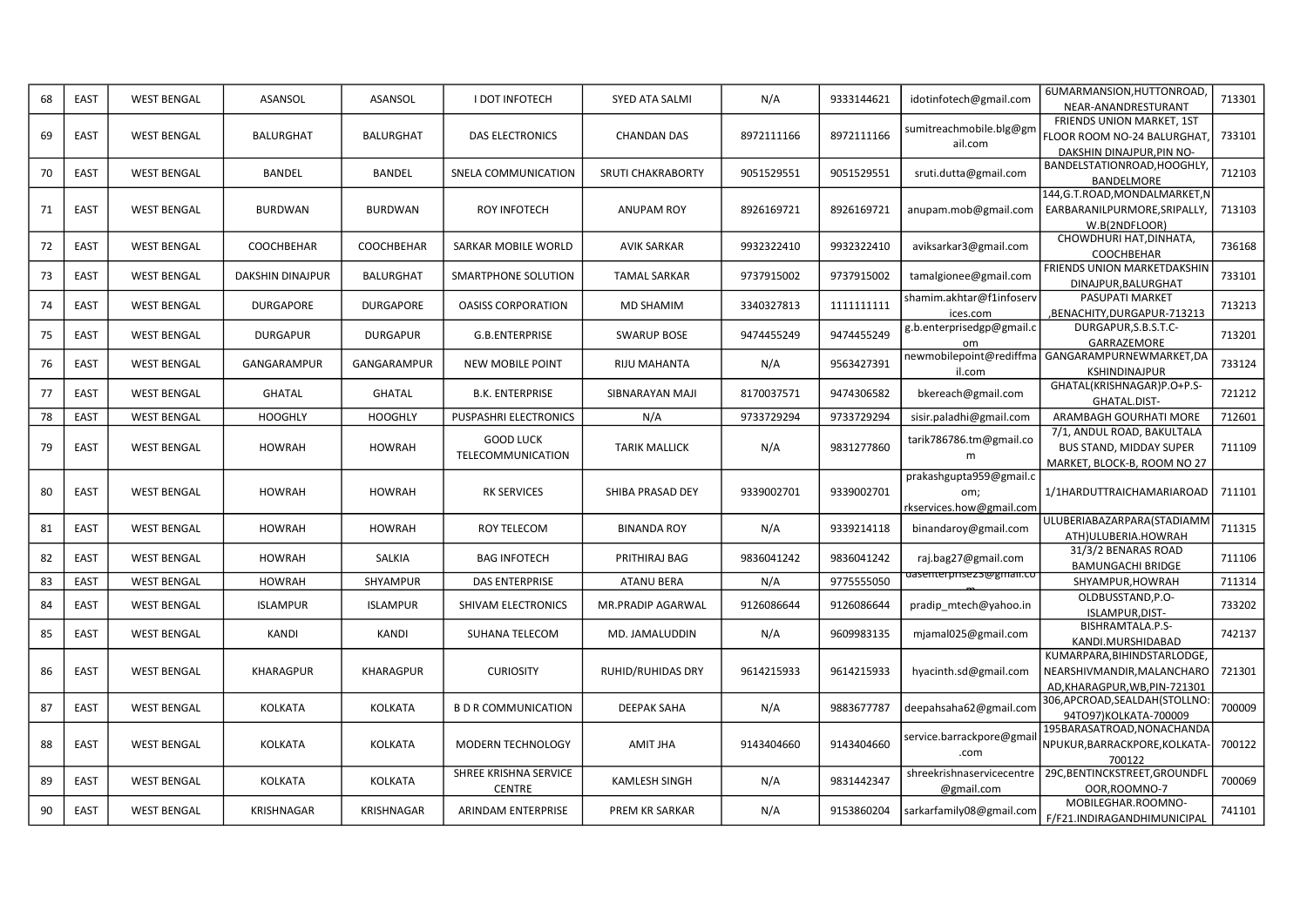| 68 | EAST | WEST BENGAL | ASANSOL | ASANSOL | I DOT INFOTECH | SYED ATA SALMI | N/A | 9333144621 | idotinfotech@gmail.com | 6UMARMANSION,HUTTONROAD, NEAR-ANANDRESTURANT | 713301 |
|---|---|---|---|---|---|---|---|---|---|---|---|
| 69 | EAST | WEST BENGAL | BALURGHAT | BALURGHAT | DAS ELECTRONICS | CHANDAN DAS | 8972111166 | 8972111166 | sumitreachmobile.blg@gmail.com | FRIENDS UNION MARKET, 1ST FLOOR ROOM NO-24 BALURGHAT, DAKSHIN DINAJPUR,PIN NO- | 733101 |
| 70 | EAST | WEST BENGAL | BANDEL | BANDEL | SNELA COMMUNICATION | SRUTI CHAKRABORTY | 9051529551 | 9051529551 | sruti.dutta@gmail.com | BANDELSTATIONROAD,HOOGHLY, BANDELMORE | 712103 |
| 71 | EAST | WEST BENGAL | BURDWAN | BURDWAN | ROY INFOTECH | ANUPAM ROY | 8926169721 | 8926169721 | anupam.mob@gmail.com | 144,G.T.ROAD,MONDALMARKET,NEARBARANILPURMORE,SRIPALLY, W.B(2NDFLOOR) | 713103 |
| 72 | EAST | WEST BENGAL | COOCHBEHAR | COOCHBEHAR | SARKAR MOBILE WORLD | AVIK SARKAR | 9932322410 | 9932322410 | aviksarkar3@gmail.com | CHOWDHURI HAT,DINHATA, COOCHBEHAR | 736168 |
| 73 | EAST | WEST BENGAL | DAKSHIN DINAJPUR | BALURGHAT | SMARTPHONE SOLUTION | TAMAL SARKAR | 9737915002 | 9737915002 | tamalgionee@gmail.com | FRIENDS UNION MARKETDAKSHIN DINAJPUR,BALURGHAT | 733101 |
| 74 | EAST | WEST BENGAL | DURGAPORE | DURGAPORE | OASISS CORPORATION | MD SHAMIM | 3340327813 | 1111111111 | shamim.akhtar@f1infoservices.com | PASUPATI MARKET ,BENACHITY,DURGAPUR-713213 | 713213 |
| 75 | EAST | WEST BENGAL | DURGAPUR | DURGAPUR | G.B.ENTERPRISE | SWARUP BOSE | 9474455249 | 9474455249 | g.b.enterprisedgp@gmail.com | DURGAPUR,S.B.S.T.C- GARRAZEMORE | 713201 |
| 76 | EAST | WEST BENGAL | GANGARAMPUR | GANGARAMPUR | NEW MOBILE POINT | RIJU MAHANTA | N/A | 9563427391 | newmobilepoint@rediffmail.com | GANGARAMPURNEWMARKET,DAKSHINDINAJPUR | 733124 |
| 77 | EAST | WEST BENGAL | GHATAL | GHATAL | B.K. ENTERPRISE | SIBNARAYAN MAJI | 8170037571 | 9474306582 | bkereach@gmail.com | GHATAL(KRISHNAGAR)P.O+P.S- GHATAL.DIST- | 721212 |
| 78 | EAST | WEST BENGAL | HOOGHLY | HOOGHLY | PUSPASHRI ELECTRONICS | N/A | 9733729294 | 9733729294 | sisir.paladhi@gmail.com | ARAMBAGH GOURHATI MORE | 712601 |
| 79 | EAST | WEST BENGAL | HOWRAH | HOWRAH | GOOD LUCK TELECOMMUNICATION | TARIK MALLICK | N/A | 9831277860 | tarik786786.tm@gmail.com | 7/1, ANDUL ROAD, BAKULTALA BUS STAND, MIDDAY SUPER MARKET, BLOCK-B, ROOM NO 27 | 711109 |
| 80 | EAST | WEST BENGAL | HOWRAH | HOWRAH | RK SERVICES | SHIBA PRASAD DEY | 9339002701 | 9339002701 | prakashgupta959@gmail.com; rkservices.how@gmail.com | 1/1HARDUTTRAICHAMARIAROAD | 711101 |
| 81 | EAST | WEST BENGAL | HOWRAH | HOWRAH | ROY TELECOM | BINANDA ROY | N/A | 9339214118 | binandaroy@gmail.com | ULUBERIABAZARPARA(STADIAMMATH)ULUBERIA.HOWRAH | 711315 |
| 82 | EAST | WEST BENGAL | HOWRAH | SALKIA | BAG INFOTECH | PRITHIRAJ BAG | 9836041242 | 9836041242 | raj.bag27@gmail.com | 31/3/2 BENARAS ROAD BAMUNGACHI BRIDGE | 711106 |
| 83 | EAST | WEST BENGAL | HOWRAH | SHYAMPUR | DAS ENTERPRISE | ATANU BERA | N/A | 9775555050 | dasenterprise23@gmail.com | SHYAMPUR,HOWRAH | 711314 |
| 84 | EAST | WEST BENGAL | ISLAMPUR | ISLAMPUR | SHIVAM ELECTRONICS | MR.PRADIP AGARWAL | 9126086644 | 9126086644 | pradip_mtech@yahoo.in | OLDBUSSTAND,P.O- ISLAMPUR,DIST- | 733202 |
| 85 | EAST | WEST BENGAL | KANDI | KANDI | SUHANA TELECOM | MD. JAMALUDDIN | N/A | 9609983135 | mjamal025@gmail.com | BISHRAMTALA.P.S- KANDI.MURSHIDABAD | 742137 |
| 86 | EAST | WEST BENGAL | KHARAGPUR | KHARAGPUR | CURIOSITY | RUHID/RUHIDAS DRY | 9614215933 | 9614215933 | hyacinth.sd@gmail.com | KUMARPARA,BIHINDSTARLODGE, NEARSHIVMANDIR,MALANCHAROAD,KHARAGPUR,WB,PIN-721301 | 721301 |
| 87 | EAST | WEST BENGAL | KOLKATA | KOLKATA | B D R COMMUNICATION | DEEPAK SAHA | N/A | 9883677787 | deepahsaha62@gmail.com | 306,APCROAD,SEALDAH(STOLLNO:94TO97)KOLKATA-700009 | 700009 |
| 88 | EAST | WEST BENGAL | KOLKATA | KOLKATA | MODERN TECHNOLOGY | AMIT JHA | 9143404660 | 9143404660 | service.barrackpore@gmail.com | 195BARASATROAD,NONACHANDANPUKUR,BARRACKPORE,KOLKATA-700122 | 700122 |
| 89 | EAST | WEST BENGAL | KOLKATA | KOLKATA | SHREE KRISHNA SERVICE CENTRE | KAMLESH SINGH | N/A | 9831442347 | shreekrishnaservicecentre@gmail.com | 29C,BENTINCKSTREET,GROUNDFLOOR,ROOMNO-7 | 700069 |
| 90 | EAST | WEST BENGAL | KRISHNAGAR | KRISHNAGAR | ARINDAM ENTERPRISE | PREM KR SARKAR | N/A | 9153860204 | sarkarfamily08@gmail.com | MOBILEGHAR.ROOMNO- F/F21.INDIRAGANDHIMUNICIPAL | 741101 |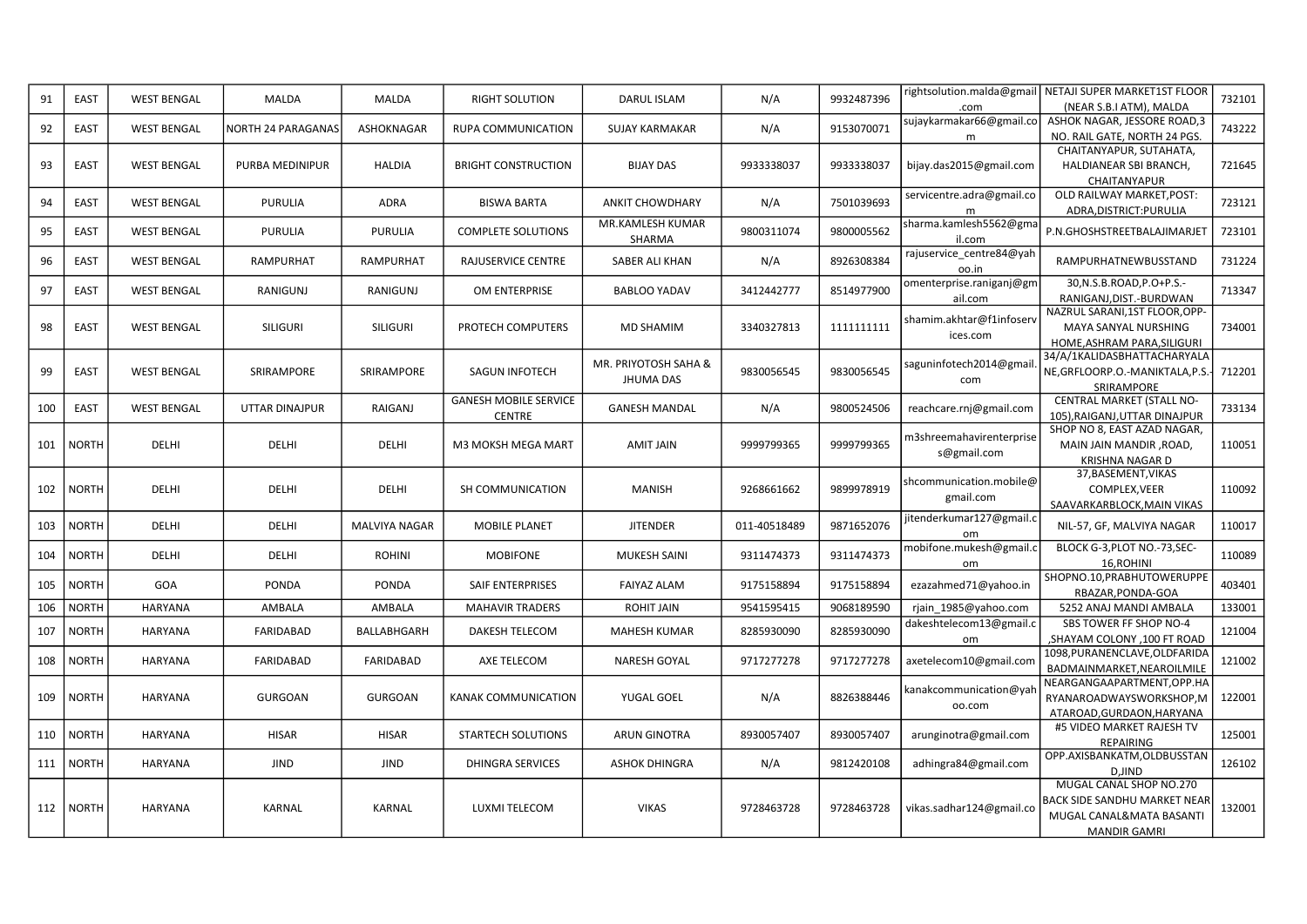| 91 | EAST | WEST BENGAL | MALDA | MALDA | RIGHT SOLUTION | DARUL ISLAM | N/A | 9932487396 | rightsolution.malda@gmail.com | NETAJI SUPER MARKET1ST FLOOR (NEAR S.B.I ATM), MALDA | 732101 |
|---|---|---|---|---|---|---|---|---|---|---|---|
| 92 | EAST | WEST BENGAL | NORTH 24 PARAGANAS | ASHOKNAGAR | RUPA COMMUNICATION | SUJAY KARMAKAR | N/A | 9153070071 | sujaykarmakar66@gmail.com | ASHOK NAGAR, JESSORE ROAD,3 NO. RAIL GATE, NORTH 24 PGS. | 743222 |
| 93 | EAST | WEST BENGAL | PURBA MEDINIPUR | HALDIA | BRIGHT CONSTRUCTION | BIJAY DAS | 9933338037 | 9933338037 | bijay.das2015@gmail.com | CHAITANYAPUR, SUTAHATA, HALDIANEAR SBI BRANCH, CHAITANYAPUR | 721645 |
| 94 | EAST | WEST BENGAL | PURULIA | ADRA | BISWA BARTA | ANKIT CHOWDHARY | N/A | 7501039693 | servicentre.adra@gmail.com | OLD RAILWAY MARKET,POST: ADRA,DISTRICT:PURULIA | 723121 |
| 95 | EAST | WEST BENGAL | PURULIA | PURULIA | COMPLETE SOLUTIONS | MR.KAMLESH KUMAR SHARMA | 9800311074 | 9800005562 | sharma.kamlesh5562@gmail.com | P.N.GHOSHSTREETBALAJIMARJET | 723101 |
| 96 | EAST | WEST BENGAL | RAMPURHAT | RAMPURHAT | RAJUSERVICE CENTRE | SABER ALI KHAN | N/A | 8926308384 | rajuservice_centre84@yahoo.in | RAMPURHATNEWBUSSTAND | 731224 |
| 97 | EAST | WEST BENGAL | RANIGUNJ | RANIGUNJ | OM ENTERPRISE | BABLOO YADAV | 3412442777 | 8514977900 | omenterprise.raniganj@gmail.com | 30,N.S.B.ROAD,P.O+P.S.-RANIGANJ,DIST.-BURDWAN | 713347 |
| 98 | EAST | WEST BENGAL | SILIGURI | SILIGURI | PROTECH COMPUTERS | MD SHAMIM | 3340327813 | 1111111111 | shamim.akhtar@f1infoservices.com | NAZRUL SARANI,1ST FLOOR,OPP-MAYA SANYAL NURSHING HOME,ASHRAM PARA,SILIGURI | 734001 |
| 99 | EAST | WEST BENGAL | SRIRAMPORE | SRIRAMPORE | SAGUN INFOTECH | MR. PRIYOTOSH SAHA & JHUMA DAS | 9830056545 | 9830056545 | saguninfotech2014@gmail.com | 34/A/1KALIDASBHATTACHARYALANE,GRFLOORP.O.-MANIKTALA,P.S.-SRIRAMPORE | 712201 |
| 100 | EAST | WEST BENGAL | UTTAR DINAJPUR | RAIGANJ | GANESH MOBILE SERVICE CENTRE | GANESH MANDAL | N/A | 9800524506 | reachcare.rnj@gmail.com | CENTRAL MARKET (STALL NO-105),RAIGANJ,UTTAR DINAJPUR | 733134 |
| 101 | NORTH | DELHI | DELHI | DELHI | M3 MOKSH MEGA MART | AMIT JAIN | 9999799365 | 9999799365 | m3shreemahavirenterprises@gmail.com | SHOP NO 8, EAST AZAD NAGAR, MAIN JAIN MANDIR ,ROAD, KRISHNA NAGAR D | 110051 |
| 102 | NORTH | DELHI | DELHI | DELHI | SH COMMUNICATION | MANISH | 9268661662 | 9899978919 | shcommunication.mobile@gmail.com | 37,BASEMENT,VIKAS COMPLEX,VEER SAAVARKARBLOCK,MAIN VIKAS | 110092 |
| 103 | NORTH | DELHI | DELHI | MALVIYA NAGAR | MOBILE PLANET | JITENDER | 011-40518489 | 9871652076 | jitenderkumar127@gmail.com | NIL-57, GF, MALVIYA NAGAR | 110017 |
| 104 | NORTH | DELHI | DELHI | ROHINI | MOBIFONE | MUKESH SAINI | 9311474373 | 9311474373 | mobifone.mukesh@gmail.com | BLOCK G-3,PLOT NO.-73,SEC-16,ROHINI | 110089 |
| 105 | NORTH | GOA | PONDA | PONDA | SAIF ENTERPRISES | FAIYAZ ALAM | 9175158894 | 9175158894 | ezazahmed71@yahoo.in | SHOPNO.10,PRABHUTOWERUPPERBAZAR,PONDA-GOA | 403401 |
| 106 | NORTH | HARYANA | AMBALA | AMBALA | MAHAVIR TRADERS | ROHIT JAIN | 9541595415 | 9068189590 | rjain_1985@yahoo.com | 5252 ANAJ MANDI AMBALA | 133001 |
| 107 | NORTH | HARYANA | FARIDABAD | BALLABHGARH | DAKESH TELECOM | MAHESH KUMAR | 8285930090 | 8285930090 | dakeshtelecom13@gmail.com | SBS TOWER FF SHOP NO-4 ,SHAYAM COLONY ,100 FT ROAD | 121004 |
| 108 | NORTH | HARYANA | FARIDABAD | FARIDABAD | AXE TELECOM | NARESH GOYAL | 9717277278 | 9717277278 | axetelecom10@gmail.com | 1098,PURANENCLAVE,OLDFARIDABADMAINMARKET,NEAROILMILE | 121002 |
| 109 | NORTH | HARYANA | GURGOAN | GURGOAN | KANAK COMMUNICATION | YUGAL GOEL | N/A | 8826388446 | kanakcommunication@yahoo.com | NEARGANGAAPARTMENT,OPP.HARYANAROADWAYSWORKSHOP,MATAROAD,GURDAON,HARYANA | 122001 |
| 110 | NORTH | HARYANA | HISAR | HISAR | STARTECH SOLUTIONS | ARUN GINOTRA | 8930057407 | 8930057407 | arunginotra@gmail.com | #5 VIDEO MARKET RAJESH TV REPAIRING | 125001 |
| 111 | NORTH | HARYANA | JIND | JIND | DHINGRA SERVICES | ASHOK DHINGRA | N/A | 9812420108 | adhingra84@gmail.com | OPP.AXISBANKATM,OLDBUSSTAND,JIND | 126102 |
| 112 | NORTH | HARYANA | KARNAL | KARNAL | LUXMI TELECOM | VIKAS | 9728463728 | 9728463728 | vikas.sadhar124@gmail.co | MUGAL CANAL SHOP NO.270 BACK SIDE SANDHU MARKET NEAR MUGAL CANAL&MATA BASANTI MANDIR GAMRI | 132001 |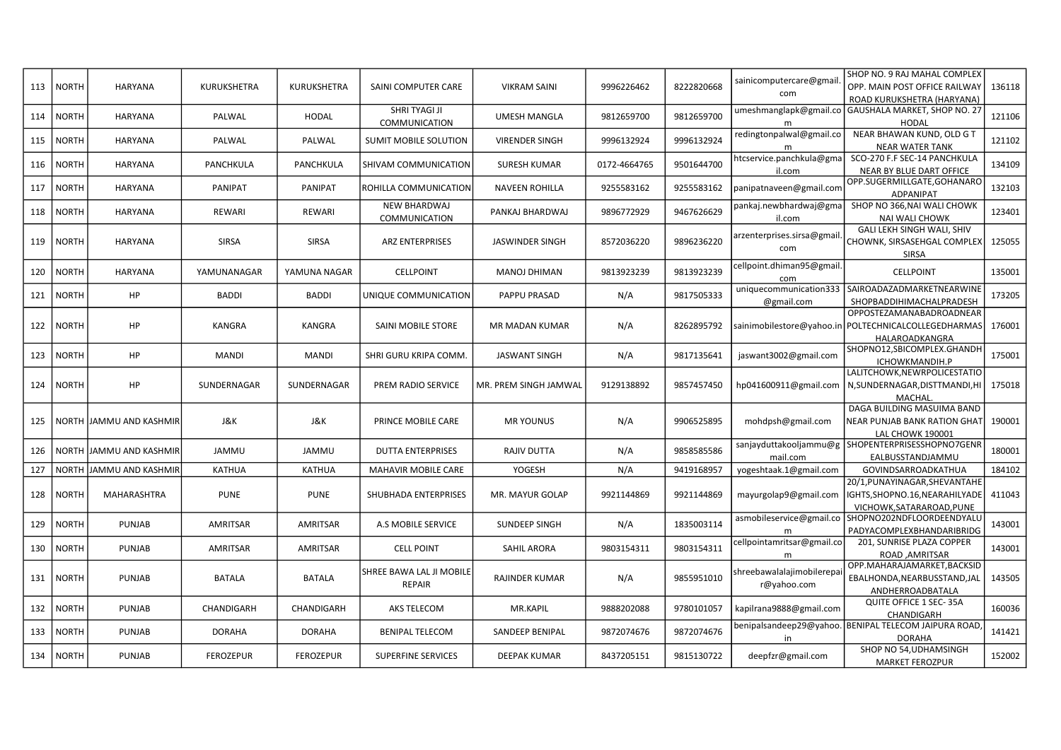| 113 | NORTH | HARYANA | KURUKSHETRA | KURUKSHETRA | SAINI COMPUTER CARE | VIKRAM SAINI | 9996226462 | 8222820668 | sainicomputercare@gmail.com | SHOP NO. 9 RAJ MAHAL COMPLEX OPP. MAIN POST OFFICE RAILWAY ROAD KURUKSHETRA (HARYANA) | 136118 |
|---|---|---|---|---|---|---|---|---|---|---|---|
| 114 | NORTH | HARYANA | PALWAL | HODAL | SHRI TYAGI JI COMMUNICATION | UMESH MANGLA | 9812659700 | 9812659700 | umeshmanglapk@gmail.com | GAUSHALA MARKET, SHOP NO. 27 HODAL | 121106 |
| 115 | NORTH | HARYANA | PALWAL | PALWAL | SUMIT MOBILE SOLUTION | VIRENDER SINGH | 9996132924 | 9996132924 | redingtonpalwal@gmail.com | NEAR BHAWAN KUND, OLD G T NEAR WATER TANK | 121102 |
| 116 | NORTH | HARYANA | PANCHKULA | PANCHKULA | SHIVAM COMMUNICATION | SURESH KUMAR | 0172-4664765 | 9501644700 | htcservice.panchkula@gmail.com | SCO-270 F.F SEC-14 PANCHKULA NEAR BY BLUE DART OFFICE | 134109 |
| 117 | NORTH | HARYANA | PANIPAT | PANIPAT | ROHILLA COMMUNICATION | NAVEEN ROHILLA | 9255583162 | 9255583162 | panipatnaveen@gmail.com | OPP.SUGERMILLGATE,GOHANAROADPANIPAT | 132103 |
| 118 | NORTH | HARYANA | REWARI | REWARI | NEW BHARDWAJ COMMUNICATION | PANKAJ BHARDWAJ | 9896772929 | 9467626629 | pankaj.newbhardwaj@gmail.com | SHOP NO 366,NAI WALI CHOWK NAI WALI CHOWK | 123401 |
| 119 | NORTH | HARYANA | SIRSA | SIRSA | ARZ ENTERPRISES | JASWINDER SINGH | 8572036220 | 9896236220 | arzenterprises.sirsa@gmail.com | GALI LEKH SINGH WALI, SHIV CHOWNK, SIRSASEHGAL COMPLEX SIRSA | 125055 |
| 120 | NORTH | HARYANA | YAMUNANAGAR | YAMUNA NAGAR | CELLPOINT | MANOJ DHIMAN | 9813923239 | 9813923239 | cellpoint.dhiman95@gmail.com | CELLPOINT | 135001 |
| 121 | NORTH | HP | BADDI | BADDI | UNIQUE COMMUNICATION | PAPPU PRASAD | N/A | 9817505333 | uniquecommunication333@gmail.com | SAIROADAZADMARKETNEARWINESHOPBADDIHIMACHALPRADESH | 173205 |
| 122 | NORTH | HP | KANGRA | KANGRA | SAINI MOBILE STORE | MR MADAN KUMAR | N/A | 8262895792 | sainimobilestore@yahoo.in | OPPOSTEZAMANABADROADNEARPOLTECHNICALCOLLEGEDHARMASHALAROADKANGRA | 176001 |
| 123 | NORTH | HP | MANDI | MANDI | SHRI GURU KRIPA COMM. | JASWANT SINGH | N/A | 9817135641 | jaswant3002@gmail.com | SHOPNO12,SBICOMPLEX.GHANDHICHOWKMANDIH.P | 175001 |
| 124 | NORTH | HP | SUNDERNAGAR | SUNDERNAGAR | PREM RADIO SERVICE | MR. PREM SINGH JAMWAL | 9129138892 | 9857457450 | hp041600911@gmail.com | LALITCHOWK,NEWRPOLICESTATION,SUNDERNAGAR,DISTTMANDI,HIMACHAL. | 175018 |
| 125 | NORTH | JAMMU AND KASHMIR | J&K | J&K | PRINCE MOBILE CARE | MR YOUNUS | N/A | 9906525895 | mohdpsh@gmail.com | DAGA BUILDING MASUIMA BAND NEAR PUNJAB BANK RATION GHAT LAL CHOWK 190001 | 190001 |
| 126 | NORTH | JAMMU AND KASHMIR | JAMMU | JAMMU | DUTTA ENTERPRISES | RAJIV DUTTA | N/A | 9858585586 | sanjayduttakooljammu@gmail.com | SHOPENTERPRISESSHOPNO7GENREALBUSSTANDJAMMU | 180001 |
| 127 | NORTH | JAMMU AND KASHMIR | KATHUA | KATHUA | MAHAVIR MOBILE CARE | YOGESH | N/A | 9419168957 | yogeshtaak.1@gmail.com | GOVINDSARROADKATHUA | 184102 |
| 128 | NORTH | MAHARASHTRA | PUNE | PUNE | SHUBHADA ENTERPRISES | MR. MAYUR GOLAP | 9921144869 | 9921144869 | mayurgolap9@gmail.com | 20/1,PUNAYINAGAR,SHEVANTAHEIGHTS,SHOPNO.16,NEARAHILYADEVICHOWK,SATARAROAD,PUNE | 411043 |
| 129 | NORTH | PUNJAB | AMRITSAR | AMRITSAR | A.S MOBILE SERVICE | SUNDEEP SINGH | N/A | 1835003114 | asmobileservice@gmail.com | SHOPNO202NDFLOORDEENDYALUPADYACOMPLEXBHANDARIBRIDG | 143001 |
| 130 | NORTH | PUNJAB | AMRITSAR | AMRITSAR | CELL POINT | SAHIL ARORA | 9803154311 | 9803154311 | cellpointamritsar@gmail.com | 201, SUNRISE PLAZA COPPER ROAD ,AMRITSAR | 143001 |
| 131 | NORTH | PUNJAB | BATALA | BATALA | SHREE BAWA LAL JI MOBILE REPAIR | RAJINDER KUMAR | N/A | 9855951010 | shreebawalalajimobilerepair@yahoo.com | OPP.MAHARAJAMARKET,BACKSIDEBALHONDA,NEARBUSSTAND,JALANDHERROADBATALA | 143505 |
| 132 | NORTH | PUNJAB | CHANDIGARH | CHANDIGARH | AKS TELECOM | MR.KAPIL | 9888202088 | 9780101057 | kapilrana9888@gmail.com | QUITE OFFICE 1 SEC- 35A CHANDIGARH | 160036 |
| 133 | NORTH | PUNJAB | DORAHA | DORAHA | BENIPAL TELECOM | SANDEEP BENIPAL | 9872074676 | 9872074676 | benipalsandeep29@yahoo.in | BENIPAL TELECOM JAIPURA ROAD, DORAHA | 141421 |
| 134 | NORTH | PUNJAB | FEROZEPUR | FEROZEPUR | SUPERFINE SERVICES | DEEPAK KUMAR | 8437205151 | 9815130722 | deepfzr@gmail.com | SHOP NO 54,UDHAMSINGH MARKET FEROZPUR | 152002 |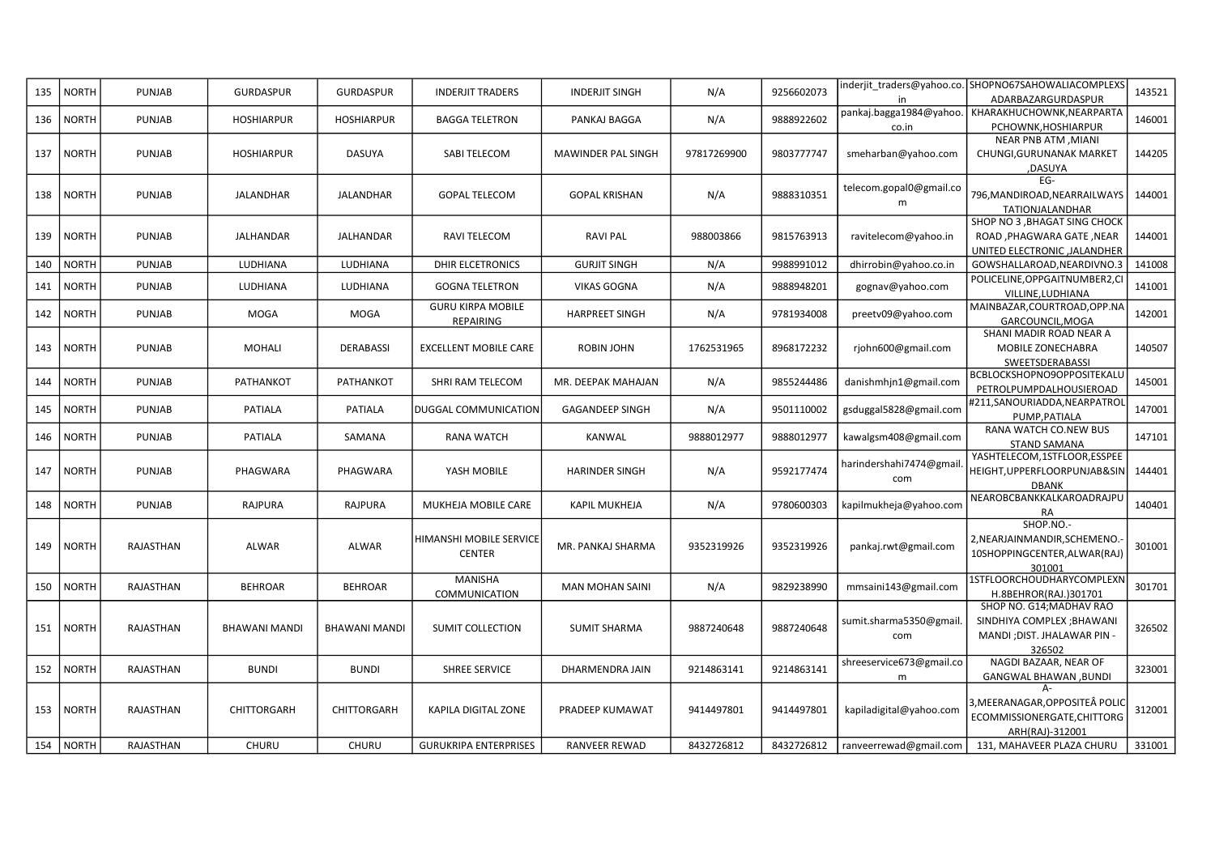| 135 | NORTH | PUNJAB | GURDASPUR | GURDASPUR | INDERJIT TRADERS | INDERJIT SINGH | N/A | 9256602073 | inderjit_traders@yahoo.co.in | SHOPNO67SAHOWALIACOMPLEXSADARBAZARGURDASPUR | 143521 |
|---|---|---|---|---|---|---|---|---|---|---|---|
| 136 | NORTH | PUNJAB | HOSHIARPUR | HOSHIARPUR | BAGGA TELETRON | PANKAJ BAGGA | N/A | 9888922602 | pankaj.bagga1984@yahoo.co.in | KHARAKHUCHOWNK,NEARPARTAPCHOWNK,HOSHIARPUR | 146001 |
| 137 | NORTH | PUNJAB | HOSHIARPUR | DASUYA | SABI TELECOM | MAWINDER PAL SINGH | 97817269900 | 9803777747 | smeharban@yahoo.com | NEAR PNB ATM ,MIANI CHUNGI,GURUNANAK MARKET ,DASUYA | 144205 |
| 138 | NORTH | PUNJAB | JALANDHAR | JALANDHAR | GOPAL TELECOM | GOPAL KRISHAN | N/A | 9888310351 | telecom.gopal0@gmail.com | EG-796,MANDIROAD,NEARRAILWAYSTATIONJALANDHAR | 144001 |
| 139 | NORTH | PUNJAB | JALHANDAR | JALHANDAR | RAVI TELECOM | RAVI PAL | 988003866 | 9815763913 | ravitelecom@yahoo.in | SHOP NO 3 ,BHAGAT SING CHOCK ROAD ,PHAGWARA GATE ,NEAR UNITED ELECTRONIC ,JALANDHER | 144001 |
| 140 | NORTH | PUNJAB | LUDHIANA | LUDHIANA | DHIR ELCETRONICS | GURJIT SINGH | N/A | 9988991012 | dhirrobin@yahoo.co.in | GOWSHALLAROAD,NEARDIVNO.3 | 141008 |
| 141 | NORTH | PUNJAB | LUDHIANA | LUDHIANA | GOGNA TELETRON | VIKAS GOGNA | N/A | 9888948201 | gognav@yahoo.com | POLICELINE,OPPGAITNUMBER2,CIVILLINE,LUDHIANA | 141001 |
| 142 | NORTH | PUNJAB | MOGA | MOGA | GURU KIRPA MOBILE REPAIRING | HARPREET SINGH | N/A | 9781934008 | preetv09@yahoo.com | MAINBAZAR,COURTROAD,OPP.NAGARCOUNCIL,MOGA | 142001 |
| 143 | NORTH | PUNJAB | MOHALI | DERABASSI | EXCELLENT MOBILE CARE | ROBIN JOHN | 1762531965 | 8968172232 | rjohn600@gmail.com | SHANI MADIR ROAD NEAR A MOBILE ZONECHABRA SWEETSDERABASSI | 140507 |
| 144 | NORTH | PUNJAB | PATHANKOT | PATHANKOT | SHRI RAM TELECOM | MR. DEEPAK MAHAJAN | N/A | 9855244486 | danishmhjn1@gmail.com | BCBLOCKSHOPNO9OPPOSITEKALUPETROLPUMPDALHOUSIEROAD | 145001 |
| 145 | NORTH | PUNJAB | PATIALA | PATIALA | DUGGAL COMMUNICATION | GAGANDEEP SINGH | N/A | 9501110002 | gsduggal5828@gmail.com | #211,SANOURIADDA,NEARPATROL PUMP,PATIALA | 147001 |
| 146 | NORTH | PUNJAB | PATIALA | SAMANA | RANA WATCH | KANWAL | 9888012977 | 9888012977 | kawalgsm408@gmail.com | RANA WATCH CO.NEW BUS STAND SAMANA | 147101 |
| 147 | NORTH | PUNJAB | PHAGWARA | PHAGWARA | YASH MOBILE | HARINDER SINGH | N/A | 9592177474 | harindershahi7474@gmail.com | YASHTELECOM,1STFLOOR,ESSPEEHEIGHT,UPPERFLOORPUNJAB&SINDBANK | 144401 |
| 148 | NORTH | PUNJAB | RAJPURA | RAJPURA | MUKHEJA MOBILE CARE | KAPIL MUKHEJA | N/A | 9780600303 | kapilmukheja@yahoo.com | NEAROBCBANKKALKAROADRAJPURA | 140401 |
| 149 | NORTH | RAJASTHAN | ALWAR | ALWAR | HIMANSHI MOBILE SERVICE CENTER | MR. PANKAJ SHARMA | 9352319926 | 9352319926 | pankaj.rwt@gmail.com | SHOP.NO.-2,NEARJAINMANDIR,SCHEMENO.-10SHOPPINGCENTER,ALWAR(RAJ) 301001 | 301001 |
| 150 | NORTH | RAJASTHAN | BEHROAR | BEHROAR | MANISHA COMMUNICATION | MAN MOHAN SAINI | N/A | 9829238990 | mmsaini143@gmail.com | 1STFLOORCHOUDHARYCOMPLEXNH.8BEHROR(RAJ.)301701 | 301701 |
| 151 | NORTH | RAJASTHAN | BHAWANI MANDI | BHAWANI MANDI | SUMIT COLLECTION | SUMIT SHARMA | 9887240648 | 9887240648 | sumit.sharma5350@gmail.com | SHOP NO. G14;MADHAV RAO SINDHIYA COMPLEX ;BHAWANI MANDI ;DIST. JHALAWAR PIN - 326502 | 326502 |
| 152 | NORTH | RAJASTHAN | BUNDI | BUNDI | SHREE SERVICE | DHARMENDRA JAIN | 9214863141 | 9214863141 | shreeservice673@gmail.com | NAGDI BAZAAR, NEAR OF GANGWAL BHAWAN ,BUNDI | 323001 |
| 153 | NORTH | RAJASTHAN | CHITTORGARH | CHITTORGARH | KAPILA DIGITAL ZONE | PRADEEP KUMAWAT | 9414497801 | 9414497801 | kapiladigital@yahoo.com | A-3,MEERANAGAR,OPPOSITEÂ POLICECOMMISSIONERGATE,CHITTORGARH(RAJ)-312001 | 312001 |
| 154 | NORTH | RAJASTHAN | CHURU | CHURU | GURUKRIPA ENTERPRISES | RANVEER REWAD | 8432726812 | 8432726812 | ranveerrewad@gmail.com | 131, MAHAVEER PLAZA CHURU | 331001 |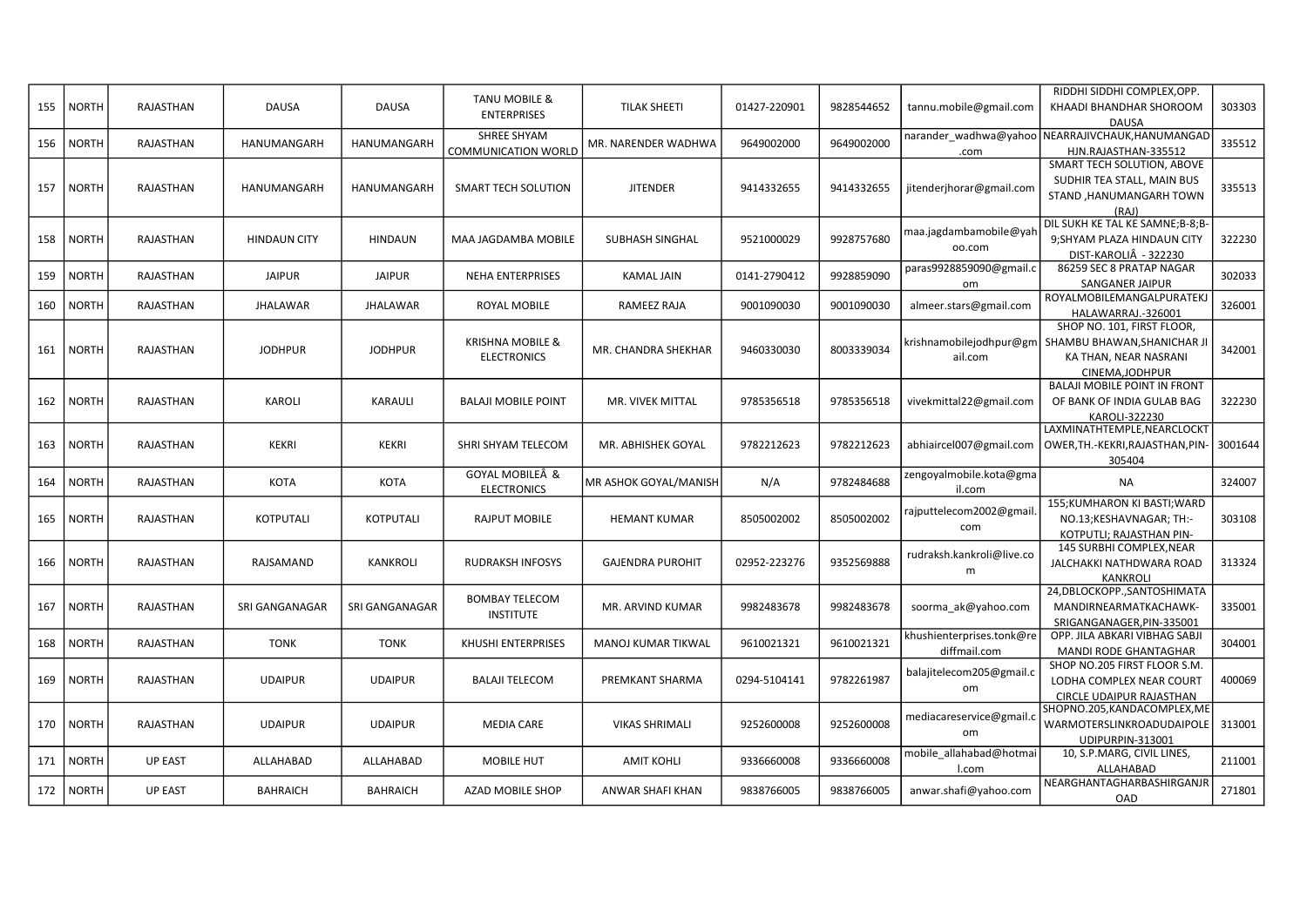| 155 | NORTH | RAJASTHAN | DAUSA | DAUSA | TANU MOBILE & ENTERPRISES | TILAK SHEETI | 01427-220901 | 9828544652 | tannu.mobile@gmail.com | RIDDHI SIDDHI COMPLEX,OPP. KHAADI BHANDHAR SHOROOM DAUSA | 303303 |
|---|---|---|---|---|---|---|---|---|---|---|---|
| 156 | NORTH | RAJASTHAN | HANUMANGARH | HANUMANGARH | SHREE SHYAM COMMUNICATION WORLD | MR. NARENDER WADHWA | 9649002000 | 9649002000 | narander_wadhwa@yahoo.com | NEARRAJIVCHAUK,HANUMANGADHJN.RAJASTHAN-335512 | 335512 |
| 157 | NORTH | RAJASTHAN | HANUMANGARH | HANUMANGARH | SMART TECH SOLUTION | JITENDER | 9414332655 | 9414332655 | jitenderjhorar@gmail.com | SMART TECH SOLUTION, ABOVE SUDHIR TEA STALL, MAIN BUS STAND ,HANUMANGARH TOWN (RAJ) | 335513 |
| 158 | NORTH | RAJASTHAN | HINDAUN CITY | HINDAUN | MAA JAGDAMBA MOBILE | SUBHASH SINGHAL | 9521000029 | 9928757680 | maa.jagdambamobile@yahoo.com | DIL SUKH KE TAL KE SAMNE;B-8;B-9;SHYAM PLAZA HINDAUN CITY DIST-KAROLIÂ - 322230 | 322230 |
| 159 | NORTH | RAJASTHAN | JAIPUR | JAIPUR | NEHA ENTERPRISES | KAMAL JAIN | 0141-2790412 | 9928859090 | paras9928859090@gmail.com | 86259 SEC 8 PRATAP NAGAR SANGANER JAIPUR | 302033 |
| 160 | NORTH | RAJASTHAN | JHALAWAR | JHALAWAR | ROYAL MOBILE | RAMEEZ RAJA | 9001090030 | 9001090030 | almeer.stars@gmail.com | ROYALMOBILEMANGALPURATEKJHALAWARRAJ.-326001 | 326001 |
| 161 | NORTH | RAJASTHAN | JODHPUR | JODHPUR | KRISHNA MOBILE & ELECTRONICS | MR. CHANDRA SHEKHAR | 9460330030 | 8003339034 | krishnamobilejodhpur@gmail.com | SHOP NO. 101, FIRST FLOOR, SHAMBU BHAWAN,SHANICHAR JI KA THAN, NEAR NASRANI CINEMA,JODHPUR | 342001 |
| 162 | NORTH | RAJASTHAN | KAROLI | KARAULI | BALAJI MOBILE POINT | MR. VIVEK MITTAL | 9785356518 | 9785356518 | vivekmittal22@gmail.com | BALAJI MOBILE POINT IN FRONT OF BANK OF INDIA GULAB BAG KAROLI-322230 | 322230 |
| 163 | NORTH | RAJASTHAN | KEKRI | KEKRI | SHRI SHYAM TELECOM | MR. ABHISHEK GOYAL | 9782212623 | 9782212623 | abhiaircel007@gmail.com | LAXMINATHTEMPLE,NEARCLOCKTOWER,TH.-KEKRI,RAJASTHAN,PIN-305404 | 3001644 |
| 164 | NORTH | RAJASTHAN | KOTA | KOTA | GOYAL MOBILEÂ & ELECTRONICS | MR ASHOK GOYAL/MANISH | N/A | 9782484688 | zengoyalmobile.kota@gmail.com | NA | 324007 |
| 165 | NORTH | RAJASTHAN | KOTPUTALI | KOTPUTALI | RAJPUT MOBILE | HEMANT KUMAR | 8505002002 | 8505002002 | rajputtelecom2002@gmail.com | 155;KUMHARON KI BASTI;WARD NO.13;KESHAVNAGAR; TH:-KOTPUTLI; RAJASTHAN PIN- | 303108 |
| 166 | NORTH | RAJASTHAN | RAJSAMAND | KANKROLI | RUDRAKSH INFOSYS | GAJENDRA PUROHIT | 02952-223276 | 9352569888 | rudraksh.kankroli@live.com | 145 SURBHI COMPLEX,NEAR JALCHAKKI NATHDWARA ROAD KANKROLI | 313324 |
| 167 | NORTH | RAJASTHAN | SRI GANGANAGAR | SRI GANGANAGAR | BOMBAY TELECOM INSTITUTE | MR. ARVIND KUMAR | 9982483678 | 9982483678 | soorma_ak@yahoo.com | 24,DBLOCKOPP.,SANTOSHIMATA MANDIRNEARMATKACHAWK-SRIGANGANAGER,PIN-335001 | 335001 |
| 168 | NORTH | RAJASTHAN | TONK | TONK | KHUSHI ENTERPRISES | MANOJ KUMAR TIKWAL | 9610021321 | 9610021321 | khushienterprises.tonk@rediffmail.com | OPP. JILA ABKARI VIBHAG SABJI MANDI RODE GHANTAGHAR | 304001 |
| 169 | NORTH | RAJASTHAN | UDAIPUR | UDAIPUR | BALAJI TELECOM | PREMKANT SHARMA | 0294-5104141 | 9782261987 | balajitelecom205@gmail.com | SHOP NO.205 FIRST FLOOR S.M. LODHA COMPLEX NEAR COURT CIRCLE UDAIPUR RAJASTHAN | 400069 |
| 170 | NORTH | RAJASTHAN | UDAIPUR | UDAIPUR | MEDIA CARE | VIKAS SHRIMALI | 9252600008 | 9252600008 | mediacareservice@gmail.com | SHOPNO.205,KANDACOMPLEX,MEWARMOTERSLINKROADUDAIPOLEUDIPURPIN-313001 | 313001 |
| 171 | NORTH | UP EAST | ALLAHABAD | ALLAHABAD | MOBILE HUT | AMIT KOHLI | 9336660008 | 9336660008 | mobile_allahabad@hotmail.com | 10, S.P.MARG, CIVIL LINES, ALLAHABAD | 211001 |
| 172 | NORTH | UP EAST | BAHRAICH | BAHRAICH | AZAD MOBILE SHOP | ANWAR SHAFI KHAN | 9838766005 | 9838766005 | anwar.shafi@yahoo.com | NEARGHANTAGHARBASHIRGANJROAD | 271801 |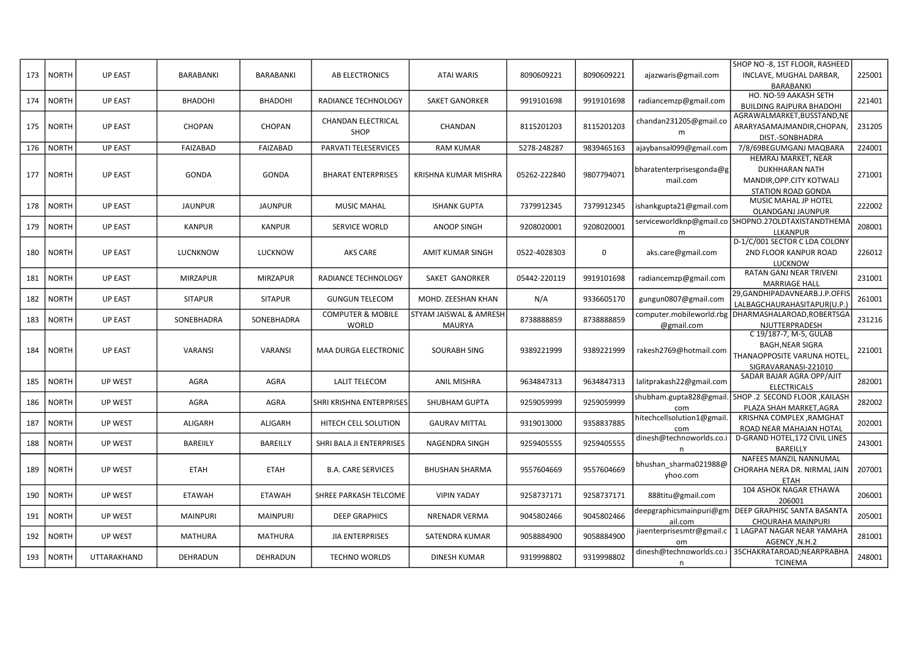| 173 | NORTH | UP EAST | BARABANKI | BARABANKI | AB ELECTRONICS | ATAI WARIS | 8090609221 | 8090609221 | ajazwaris@gmail.com | SHOP NO -8, 1ST FLOOR, RASHEED INCLAVE, MUGHAL DARBAR, BARABANKI | 225001 |
|---|---|---|---|---|---|---|---|---|---|---|---|
| 174 | NORTH | UP EAST | BHADOHI | BHADOHI | RADIANCE TECHNOLOGY | SAKET GANORKER | 9919101698 | 9919101698 | radiancemzp@gmail.com | HO. NO-59 AAKASH SETH BUILDING RAJPURA BHADOHI | 221401 |
| 175 | NORTH | UP EAST | CHOPAN | CHOPAN | CHANDAN ELECTRICAL SHOP | CHANDAN | 8115201203 | 8115201203 | chandan231205@gmail.com | AGRAWALMARKET,BUSSTAND,NEARARYASAMAJMANDIR,CHOPAN, DIST.-SONBHADRA | 231205 |
| 176 | NORTH | UP EAST | FAIZABAD | FAIZABAD | PARVATI TELESERVICES | RAM KUMAR | 5278-248287 | 9839465163 | ajaybansal099@gmail.com | 7/8/69BEGUMGANJ MAQBARA | 224001 |
| 177 | NORTH | UP EAST | GONDA | GONDA | BHARAT ENTERPRISES | KRISHNA KUMAR MISHRA | 05262-222840 | 9807794071 | bharatenterprisesgonda@gmail.com | HEMRAJ MARKET, NEAR DUKHHARAN NATH MANDIR,OPP.CITY KOTWALI STATION ROAD GONDA | 271001 |
| 178 | NORTH | UP EAST | JAUNPUR | JAUNPUR | MUSIC MAHAL | ISHANK GUPTA | 7379912345 | 7379912345 | ishankgupta21@gmail.com | MUSIC MAHAL JP HOTEL OLANDGANJ JAUNPUR | 222002 |
| 179 | NORTH | UP EAST | KANPUR | KANPUR | SERVICE WORLD | ANOOP SINGH | 9208020001 | 9208020001 | serviceworldknp@gmail.com | SHOPNO.27OLDTAXISTANDTHEMALLKANPUR | 208001 |
| 180 | NORTH | UP EAST | LUCNKNOW | LUCKNOW | AKS CARE | AMIT KUMAR SINGH | 0522-4028303 | 0 | aks.care@gmail.com | D-1/C/001 SECTOR C LDA COLONY 2ND FLOOR KANPUR ROAD LUCKNOW | 226012 |
| 181 | NORTH | UP EAST | MIRZAPUR | MIRZAPUR | RADIANCE TECHNOLOGY | SAKET GANORKER | 05442-220119 | 9919101698 | radiancemzp@gmail.com | RATAN GANJ NEAR TRIVENI MARRIAGE HALL | 231001 |
| 182 | NORTH | UP EAST | SITAPUR | SITAPUR | GUNGUN TELECOM | MOHD. ZEESHAN KHAN | N/A | 9336605170 | gungun0807@gmail.com | 29,GANDHIPADAVNEARB.J.P.OFFISLALBAGCHAURAHASITAPUR(U.P.) | 261001 |
| 183 | NORTH | UP EAST | SONEBHADRA | SONEBHADRA | COMPUTER & MOBILE WORLD | STYAM JAISWAL & AMRESH MAURYA | 8738888859 | 8738888859 | computer.mobileworld.rbg@gmail.com | DHARMASHALAROAD,ROBERTSGANJUTTERPRADESH | 231216 |
| 184 | NORTH | UP EAST | VARANSI | VARANSI | MAA DURGA ELECTRONIC | SOURABH SING | 9389221999 | 9389221999 | rakesh2769@hotmail.com | C 19/187-7, M-5, GULAB BAGH,NEAR SIGRA THANAOPPOSITE VARUNA HOTEL, SIGRAVARANASI-221010 | 221001 |
| 185 | NORTH | UP WEST | AGRA | AGRA | LALIT TELECOM | ANIL MISHRA | 9634847313 | 9634847313 | lalitprakash22@gmail.com | SADAR BAJAR AGRA OPP/AJIT ELECTRICALS | 282001 |
| 186 | NORTH | UP WEST | AGRA | AGRA | SHRI KRISHNA ENTERPRISES | SHUBHAM GUPTA | 9259059999 | 9259059999 | shubham.gupta828@gmail.com | SHOP .2 SECOND FLOOR ,KAILASH PLAZA SHAH MARKET,AGRA | 282002 |
| 187 | NORTH | UP WEST | ALIGARH | ALIGARH | HITECH CELL SOLUTION | GAURAV MITTAL | 9319013000 | 9358837885 | hitechcellsolution1@gmail.com | KRISHNA COMPLEX ,RAMGHAT ROAD NEAR MAHAJAN HOTAL | 202001 |
| 188 | NORTH | UP WEST | BAREIILY | BAREILLY | SHRI BALA JI ENTERPRISES | NAGENDRA SINGH | 9259405555 | 9259405555 | dinesh@technoworlds.co.in | D-GRAND HOTEL,172 CIVIL LINES BAREILLY | 243001 |
| 189 | NORTH | UP WEST | ETAH | ETAH | B.A. CARE SERVICES | BHUSHAN SHARMA | 9557604669 | 9557604669 | bhushan_sharma021988@yhoo.com | NAFEES MANZIL NANNUMAL CHORAHA NERA DR. NIRMAL JAIN ETAH | 207001 |
| 190 | NORTH | UP WEST | ETAWAH | ETAWAH | SHREE PARKASH TELCOME | VIPIN YADAY | 9258737171 | 9258737171 | 888titu@gmail.com | 104 ASHOK NAGAR ETHAWA 206001 | 206001 |
| 191 | NORTH | UP WEST | MAINPURI | MAINPURI | DEEP GRAPHICS | NRENADR VERMA | 9045802466 | 9045802466 | deepgraphicsmainpuri@gmail.com | DEEP GRAPHISC SANTA BASANTA CHOURAHA MAINPURI | 205001 |
| 192 | NORTH | UP WEST | MATHURA | MATHURA | JIA ENTERPRISES | SATENDRA KUMAR | 9058884900 | 9058884900 | jiaenterprisesmtr@gmail.com | 1 LAGPAT NAGAR NEAR YAMAHA AGENCY ,N.H.2 | 281001 |
| 193 | NORTH | UTTARAKHAND | DEHRADUN | DEHRADUN | TECHNO WORLDS | DINESH KUMAR | 9319998802 | 9319998802 | dinesh@technoworlds.co.in | 35CHAKRATAROAD;NEARPRABHATCINEMA | 248001 |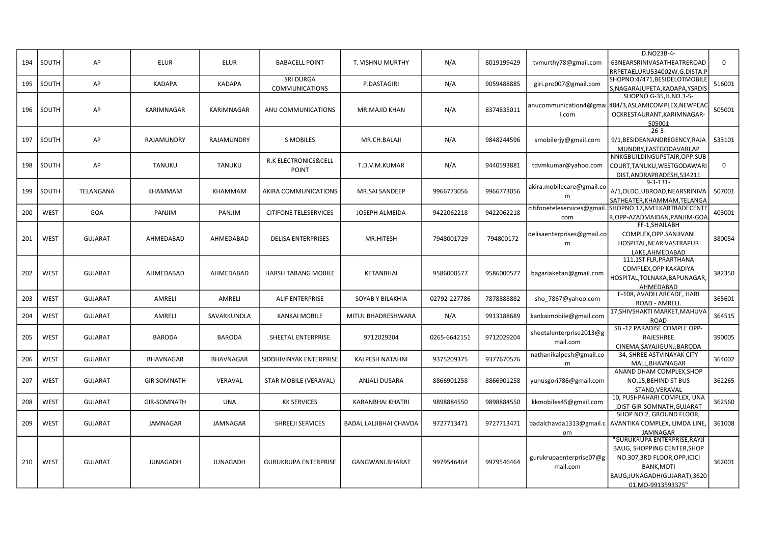| 194 | SOUTH | AP | ELUR | ELUR | BABACELL POINT | T. VISHNU MURTHY | N/A | 8019199429 | tvmurthy78@gmail.com | D.NO23B-4-63NEARSRINIVASATHEATREROAD RRPETAELURU534002W.G.DISTA.P | 0 |
|---|---|---|---|---|---|---|---|---|---|---|---|
| 195 | SOUTH | AP | KADAPA | KADAPA | SRI DURGA COMMUNICATIONS | P.DASTAGIRI | N/A | 9059488885 | giri.pro007@gmail.com | SHOPNO:4/471,BESIDELOTMOBILE S,NAGARAJUPETA,KADAPA,YSRDIS | 516001 |
| 196 | SOUTH | AP | KARIMNAGAR | KARIMNAGAR | ANU COMMUNICATIONS | MR.MAJID KHAN | N/A | 8374835011 | anucommunication4@gmail.com | SHOPNO.G-35,H.NO.3-5-484/3,ASLAMICOMPLEX,NEWPEACOCKRESTAURANT,KARIMNAGAR-505001 | 505001 |
| 197 | SOUTH | AP | RAJAMUNDRY | RAJAMUNDRY | S MOBILES | MR.CH.BALAJI | N/A | 9848244596 | smobilerjy@gmail.com | 26-3-9/1,BESIDEANANDREGENCY,RAJAMUNDRY,EASTGODAVARI,AP | 533101 |
| 198 | SOUTH | AP | TANUKU | TANUKU | R.K ELECTRONICS&CELL POINT | T.D.V.M.KUMAR | N/A | 9440593881 | tdvmkumar@yahoo.com | NNKGBUILDINGUPSTAIR,OPP:SUB COURT,TANUKU,WESTGODAWARI DIST,ANDRAPRADESH,534211 | 0 |
| 199 | SOUTH | TELANGANA | KHAMMAM | KHAMMAM | AKIRA COMMUNICATIONS | MR.SAI SANDEEP | 9966773056 | 9966773056 | akira.mobilecare@gmail.com | 9-3-131-A/1,OLDCLUBROAD,NEARSRINIVASATHEATER,KHAMMAM,TELANGA | 507001 |
| 200 | WEST | GOA | PANJIM | PANJIM | CITIFONE TELESERVICES | JOSEPH ALMEIDA | 9422062218 | 9422062218 | citifoneteleservices@gmail.com | SHOPNO.17,NVELKARTRADECENTER,OPP-AZADMAIDAN,PANJIM-GOA | 403001 |
| 201 | WEST | GUJARAT | AHMEDABAD | AHMEDABAD | DELISA ENTERPRISES | MR.HITESH | 7948001729 | 794800172 | delisaenterprises@gmail.com | FF-1,SHAILABH COMPLEX,OPP.SANJIVANI HOSPITAL,NEAR VASTRAPUR LAKE,AHMEDABAD | 380054 |
| 202 | WEST | GUJARAT | AHMEDABAD | AHMEDABAD | HARSH TARANG MOBILE | KETANBHAI | 9586000577 | 9586000577 | bagariaketan@gmail.com | 111,1ST FLR,PRARTHANA COMPLEX,OPP KAKADIYA HOSPITAL,TOLNAKA,BAPUNAGAR,AHMEDABAD | 382350 |
| 203 | WEST | GUJARAT | AMRELI | AMRELI | ALIF ENTERPRISE | SOYAB Y BILAKHIA | 02792-227786 | 7878888882 | sho_7867@yahoo.com | F-108, AVADH ARCADE, HARI ROAD - AMRELI. | 365601 |
| 204 | WEST | GUJARAT | AMRELI | SAVARKUNDLA | KANKAI MOBILE | MITUL BHADRESHWARA | N/A | 9913188689 | kankaimobile@gmail.com | 17,SHIVSHAKTI MARKET,MAHUVA ROAD | 364515 |
| 205 | WEST | GUJARAT | BARODA | BARODA | SHEETAL ENTERPRISE | 9712029204 | 0265-6642151 | 9712029204 | sheetalenterprise2013@gmail.com | SB -12 PARADISE COMPLE OPP- RAJESHREE CINEMA,SAYAJIGUNJ,BARODA | 390005 |
| 206 | WEST | GUJARAT | BHAVNAGAR | BHAVNAGAR | SIDDHIVINYAK ENTERPRISE | KALPESH NATAHNI | 9375209375 | 9377670576 | nathanikalpesh@gmail.com | 34, SHREE ASTVINAYAK CITY MALL,BHAVNAGAR | 364002 |
| 207 | WEST | GUJARAT | GIR SOMNATH | VERAVAL | STAR MOBILE (VERAVAL) | ANJALI DUSARA | 8866901258 | 8866901258 | yunusgori786@gmail.com | ANAND DHAM COMPLEX,SHOP NO.15,BEHIND ST BUS STAND,VERAVAL | 362265 |
| 208 | WEST | GUJARAT | GIR-SOMNATH | UNA | KK SERVICES | KARANBHAI KHATRI | 9898884550 | 9898884550 | kkmobiles45@gmail.com | 10, PUSHPAHARI COMPLEX, UNA ,DIST-GIR-SOMNATH,GUJARAT | 362560 |
| 209 | WEST | GUJARAT | JAMNAGAR | JAMNAGAR | SHREEJI SERVICES | BADAL LALJIBHAI CHAVDA | 9727713471 | 9727713471 | badalchavda1313@gmail.com | SHOP NO.2, GROUND FLOOR, AVANTIKA COMPLEX, LIMDA LINE, JAMNAGAR | 361008 |
| 210 | WEST | GUJARAT | JUNAGADH | JUNAGADH | GURUKRUPA ENTERPRISE | GANGWANI.BHARAT | 9979546464 | 9979546464 | gurukrupaenterprise07@gmail.com | "GURUKRUPA ENTERPRISE,RAYJI BAUG, SHOPPING CENTER,SHOP NO.307,3RD FLOOR,OPP,ICICI BANK,MOTI BAUG,JUNAGADH(GUJARAT),362001.MO-9913593375" | 362001 |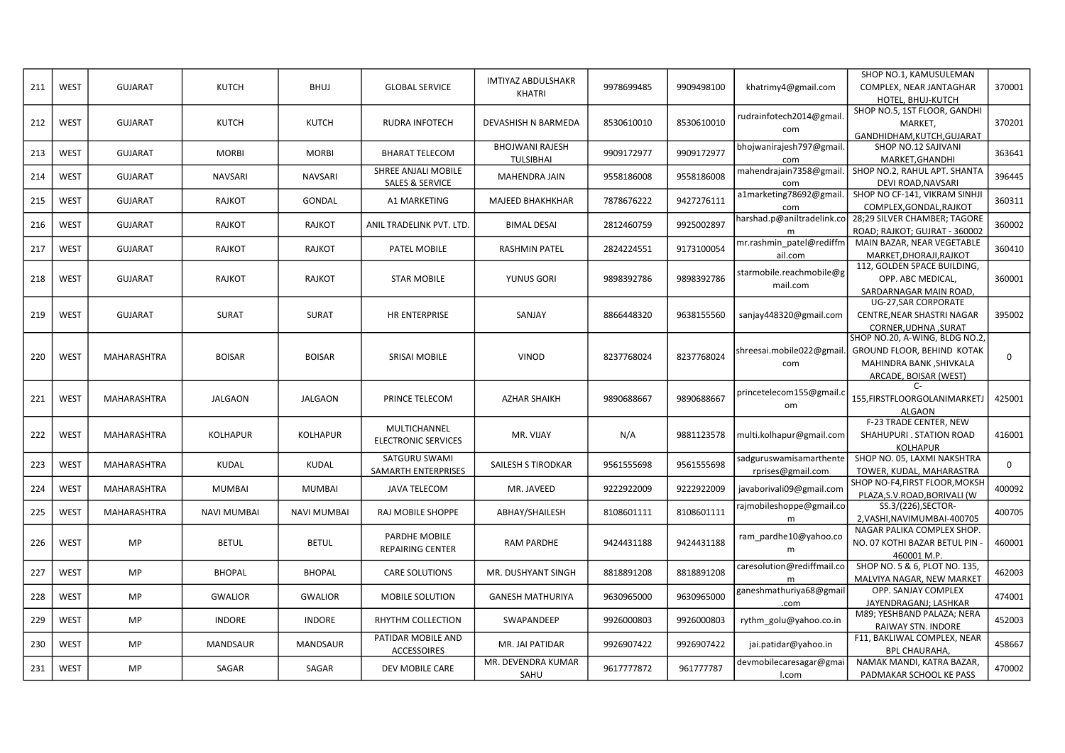| 211 | WEST | GUJARAT | KUTCH | BHUJ | GLOBAL SERVICE | IMTIYAZ ABDULSHAKR KHATRI | 9978699485 | 9909498100 | khatrimy4@gmail.com | SHOP NO.1, KAMUSULEMAN COMPLEX, NEAR JANTAGHAR HOTEL, BHUJ-KUTCH | 370001 |
|---|---|---|---|---|---|---|---|---|---|---|---|
| 212 | WEST | GUJARAT | KUTCH | KUTCH | RUDRA INFOTECH | DEVASHISH N BARMEDA | 8530610010 | 8530610010 | rudrainfotech2014@gmail.com | SHOP NO.5, 1ST FLOOR, GANDHI MARKET, GANDHIDHAM,KUTCH,GUJARAT | 370201 |
| 213 | WEST | GUJARAT | MORBI | MORBI | BHARAT TELECOM | BHOJWANI RAJESH TULSIBHAI | 9909172977 | 9909172977 | bhojwanirajesh797@gmail.com | SHOP NO.12 SAJIVANI MARKET,GHANDHI | 363641 |
| 214 | WEST | GUJARAT | NAVSARI | NAVSARI | SHREE ANJALI MOBILE SALES & SERVICE | MAHENDRA JAIN | 9558186008 | 9558186008 | mahendrajain7358@gmail.com | SHOP NO.2, RAHUL APT. SHANTA DEVI ROAD,NAVSARI | 396445 |
| 215 | WEST | GUJARAT | RAJKOT | GONDAL | A1 MARKETING | MAJEED BHAKHKHAR | 7878676222 | 9427276111 | a1marketing78692@gmail.com | SHOP NO CF-141, VIKRAM SINHJI COMPLEX,GONDAL,RAJKOT | 360311 |
| 216 | WEST | GUJARAT | RAJKOT | RAJKOT | ANIL TRADELINK PVT. LTD. | BIMAL DESAI | 2812460759 | 9925002897 | harshad.p@aniltradelink.com | 28;29 SILVER CHAMBER; TAGORE ROAD; RAJKOT; GUJRAT - 360002 | 360002 |
| 217 | WEST | GUJARAT | RAJKOT | RAJKOT | PATEL MOBILE | RASHMIN PATEL | 2824224551 | 9173100054 | mr.rashmin_patel@rediffmail.com | MAIN BAZAR, NEAR VEGETABLE MARKET,DHORAJI,RAJKOT | 360410 |
| 218 | WEST | GUJARAT | RAJKOT | RAJKOT | STAR MOBILE | YUNUS GORI | 9898392786 | 9898392786 | starmobile.reachmobile@gmail.com | 112, GOLDEN SPACE BUILDING, OPP. ABC MEDICAL, SARDARNAGAR MAIN ROAD, | 360001 |
| 219 | WEST | GUJARAT | SURAT | SURAT | HR ENTERPRISE | SANJAY | 8866448320 | 9638155560 | sanjay448320@gmail.com | UG-27,SAR CORPORATE CENTRE,NEAR SHASTRI NAGAR CORNER,UDHNA ,SURAT | 395002 |
| 220 | WEST | MAHARASHTRA | BOISAR | BOISAR | SRISAI MOBILE | VINOD | 8237768024 | 8237768024 | shreesai.mobile022@gmail.com | SHOP NO.20, A-WING, BLDG NO.2, GROUND FLOOR, BEHIND KOTAK MAHINDRA BANK ,SHIVKALA ARCADE, BOISAR (WEST) | 0 |
| 221 | WEST | MAHARASHTRA | JALGAON | JALGAON | PRINCE TELECOM | AZHAR SHAIKH | 9890688667 | 9890688667 | princetelecom155@gmail.com | C-155,FIRSTFLOORGOLANIMARKETJALGAON | 425001 |
| 222 | WEST | MAHARASHTRA | KOLHAPUR | KOLHAPUR | MULTICHANNEL ELECTRONIC SERVICES | MR. VIJAY | N/A | 9881123578 | multi.kolhapur@gmail.com | F-23 TRADE CENTER, NEW SHAHUPURI . STATION ROAD KOLHAPUR | 416001 |
| 223 | WEST | MAHARASHTRA | KUDAL | KUDAL | SATGURU SWAMI SAMARTH ENTERPRISES | SAILESH S TIRODKAR | 9561555698 | 9561555698 | sadguruswamisamarthenterprises@gmail.com | SHOP NO. 05, LAXMI NAKSHTRA TOWER, KUDAL, MAHARASTRA | 0 |
| 224 | WEST | MAHARASHTRA | MUMBAI | MUMBAI | JAVA TELECOM | MR. JAVEED | 9222922009 | 9222922009 | javaborivali09@gmail.com | SHOP NO-F4,FIRST FLOOR,MOKSH PLAZA,S.V.ROAD,BORIVALI (W | 400092 |
| 225 | WEST | MAHARASHTRA | NAVI MUMBAI | NAVI MUMBAI | RAJ MOBILE SHOPPE | ABHAY/SHAILESH | 8108601111 | 8108601111 | rajmobileshoppe@gmail.com | SS.3/(226),SECTOR-2,VASHI,NAVIMUMBAI-400705 | 400705 |
| 226 | WEST | MP | BETUL | BETUL | PARDHE MOBILE REPAIRING CENTER | RAM PARDHE | 9424431188 | 9424431188 | ram_pardhe10@yahoo.com | NAGAR PALIKA COMPLEX SHOP. NO. 07 KOTHI BAZAR BETUL PIN - 460001 M.P. | 460001 |
| 227 | WEST | MP | BHOPAL | BHOPAL | CARE SOLUTIONS | MR. DUSHYANT SINGH | 8818891208 | 8818891208 | caresolution@rediffmail.com | SHOP NO. 5 & 6, PLOT NO. 135, MALVIYA NAGAR, NEW MARKET | 462003 |
| 228 | WEST | MP | GWALIOR | GWALIOR | MOBILE SOLUTION | GANESH MATHURIYA | 9630965000 | 9630965000 | ganeshmathuriya68@gmail.com | OPP. SANJAY COMPLEX JAYENDRAGANJ; LASHKAR | 474001 |
| 229 | WEST | MP | INDORE | INDORE | RHYTHM COLLECTION | SWAPANDEEP | 9926000803 | 9926000803 | rythm_golu@yahoo.co.in | M89; YESHBAND PALAZA; NERA RAIWAY STN. INDORE | 452003 |
| 230 | WEST | MP | MANDSAUR | MANDSAUR | PATIDAR MOBILE AND ACCESSOIRES | MR. JAI PATIDAR | 9926907422 | 9926907422 | jai.patidar@yahoo.in | F11, BAKLIWAL COMPLEX, NEAR BPL CHAURAHA, | 458667 |
| 231 | WEST | MP | SAGAR | SAGAR | DEV MOBILE CARE | MR. DEVENDRA KUMAR SAHU | 9617777872 | 961777787 | devmobilecaresagar@gmail.com | NAMAK MANDI, KATRA BAZAR, PADMAKAR SCHOOL KE PASS | 470002 |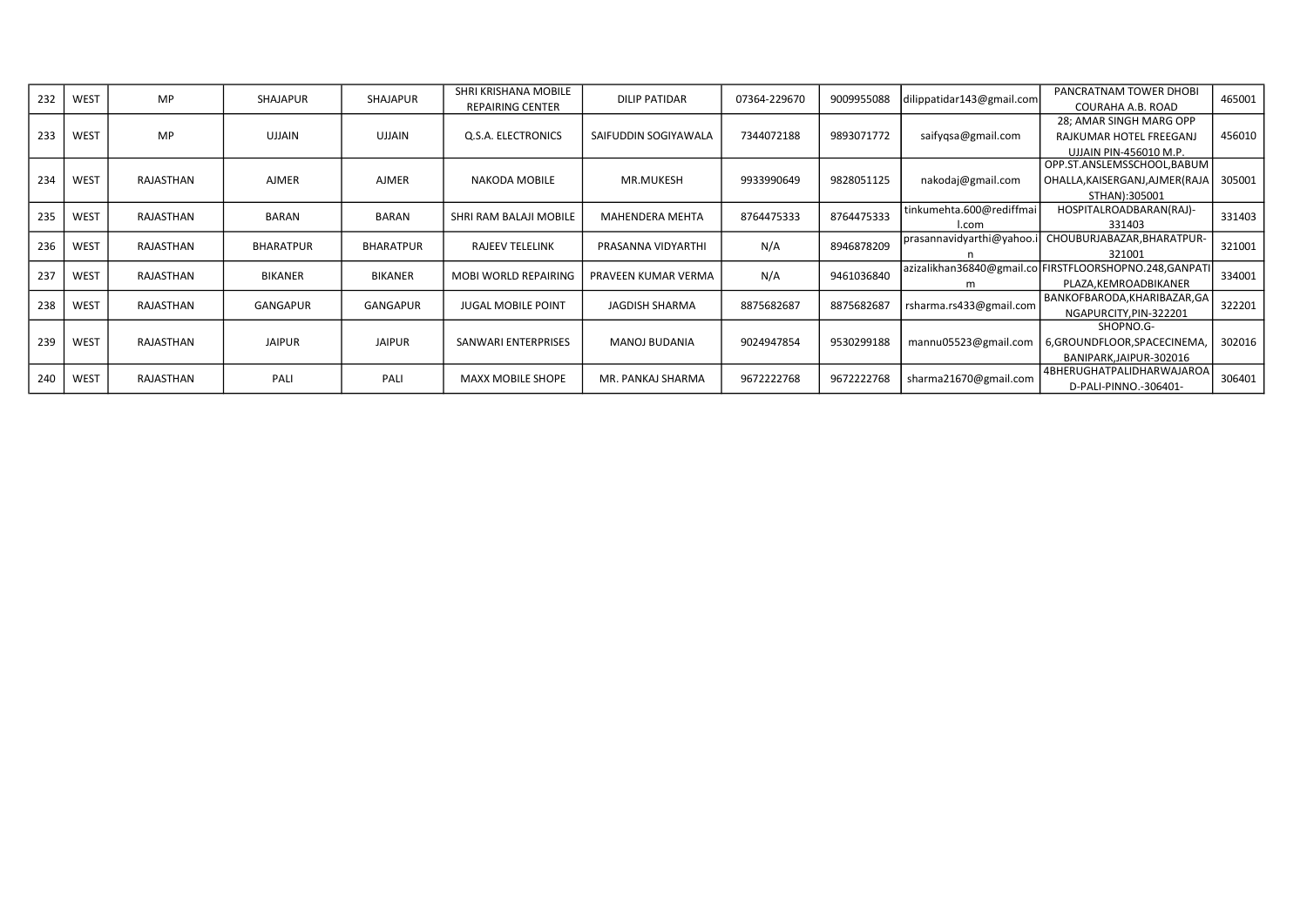| | | | | | | | | | | | |
|---|---|---|---|---|---|---|---|---|---|---|---|
| 232 | WEST | MP | SHAJAPUR | SHAJAPUR | SHRI KRISHANA MOBILE REPAIRING CENTER | DILIP PATIDAR | 07364-229670 | 9009955088 | dilippatidar143@gmail.com | PANCRATNAM TOWER DHOBI COURAHA A.B. ROAD | 465001 |
| 233 | WEST | MP | UJJAIN | UJJAIN | Q.S.A. ELECTRONICS | SAIFUDDIN SOGIYAWALA | 7344072188 | 9893071772 | saifyqsa@gmail.com | 28; AMAR SINGH MARG OPP RAJKUMAR HOTEL FREEGANJ UJJAIN PIN-456010 M.P. | 456010 |
| 234 | WEST | RAJASTHAN | AJMER | AJMER | NAKODA MOBILE | MR.MUKESH | 9933990649 | 9828051125 | nakodaj@gmail.com | OPP.ST.ANSLEMSSCHOOL,BABUM OHALLA,KAISERGANJ,AJMER(RAJA STHAN):305001 | 305001 |
| 235 | WEST | RAJASTHAN | BARAN | BARAN | SHRI RAM BALAJI MOBILE | MAHENDERA MEHTA | 8764475333 | 8764475333 | tinkumehta.600@rediffmail.com | HOSPITALROADBARAN(RAJ)-331403 | 331403 |
| 236 | WEST | RAJASTHAN | BHARATPUR | BHARATPUR | RAJEEV TELELINK | PRASANNA VIDYARTHI | N/A | 8946878209 | prasannavidyarthi@yahoo.in | CHOUBURJABAZAR,BHARATPUR-321001 | 321001 |
| 237 | WEST | RAJASTHAN | BIKANER | BIKANER | MOBI WORLD REPAIRING | PRAVEEN KUMAR VERMA | N/A | 9461036840 | azizalikhan36840@gmail.com | FIRSTFLOORSHOPNO.248,GANPATI PLAZA,KEMROADBIKANER | 334001 |
| 238 | WEST | RAJASTHAN | GANGAPUR | GANGAPUR | JUGAL MOBILE POINT | JAGDISH SHARMA | 8875682687 | 8875682687 | rsharma.rs433@gmail.com | BANKOFBARODA,KHARIBAZAR,GANGAPURCITY,PIN-322201 | 322201 |
| 239 | WEST | RAJASTHAN | JAIPUR | JAIPUR | SANWARI ENTERPRISES | MANOJ BUDANIA | 9024947854 | 9530299188 | mannu05523@gmail.com | SHOPNO.G-6,GROUNDFLOOR,SPACECINEMA, BANIPARK,JAIPUR-302016 | 302016 |
| 240 | WEST | RAJASTHAN | PALI | PALI | MAXX MOBILE SHOPE | MR. PANKAJ SHARMA | 9672222768 | 9672222768 | sharma21670@gmail.com | 4BHERUGHATPALIDHARWAJAROAD-PALI-PINNO.-306401- | 306401 |